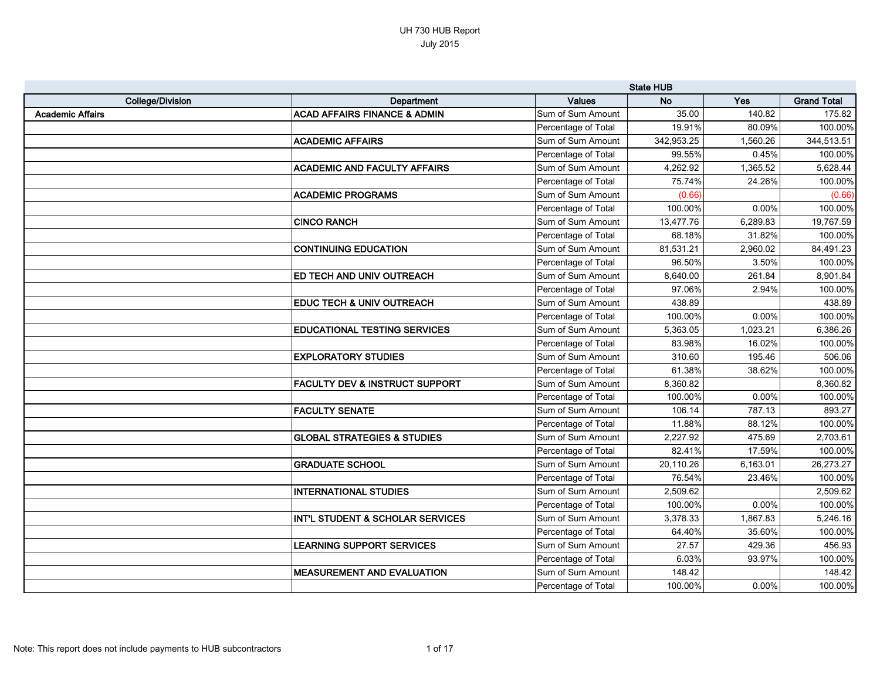# UH 730 HUB Report

July 2015

| College/Division | Department | Values | State HUB No | Yes | Grand Total |
|---|---|---|---|---|---|
| **Academic Affairs** | **ACAD AFFAIRS FINANCE & ADMIN** | Sum of Sum Amount | 35.00 | 140.82 | 175.82 |
| | | Percentage of Total | 19.91% | 80.09% | 100.00% |
| | **ACADEMIC AFFAIRS** | Sum of Sum Amount | 342,953.25 | 1,560.26 | 344,513.51 |
| | | Percentage of Total | 99.55% | 0.45% | 100.00% |
| | **ACADEMIC AND FACULTY AFFAIRS** | Sum of Sum Amount | 4,262.92 | 1,365.52 | 5,628.44 |
| | | Percentage of Total | 75.74% | 24.26% | 100.00% |
| | **ACADEMIC PROGRAMS** | Sum of Sum Amount | (0.66) | | (0.66) |
| | | Percentage of Total | 100.00% | 0.00% | 100.00% |
| | **CINCO RANCH** | Sum of Sum Amount | 13,477.76 | 6,289.83 | 19,767.59 |
| | | Percentage of Total | 68.18% | 31.82% | 100.00% |
| | **CONTINUING EDUCATION** | Sum of Sum Amount | 81,531.21 | 2,960.02 | 84,491.23 |
| | | Percentage of Total | 96.50% | 3.50% | 100.00% |
| | **ED TECH AND UNIV OUTREACH** | Sum of Sum Amount | 8,640.00 | 261.84 | 8,901.84 |
| | | Percentage of Total | 97.06% | 2.94% | 100.00% |
| | **EDUC TECH & UNIV OUTREACH** | Sum of Sum Amount | 438.89 | | 438.89 |
| | | Percentage of Total | 100.00% | 0.00% | 100.00% |
| | **EDUCATIONAL TESTING SERVICES** | Sum of Sum Amount | 5,363.05 | 1,023.21 | 6,386.26 |
| | | Percentage of Total | 83.98% | 16.02% | 100.00% |
| | **EXPLORATORY STUDIES** | Sum of Sum Amount | 310.60 | 195.46 | 506.06 |
| | | Percentage of Total | 61.38% | 38.62% | 100.00% |
| | **FACULTY DEV & INSTRUCT SUPPORT** | Sum of Sum Amount | 8,360.82 | | 8,360.82 |
| | | Percentage of Total | 100.00% | 0.00% | 100.00% |
| | **FACULTY SENATE** | Sum of Sum Amount | 106.14 | 787.13 | 893.27 |
| | | Percentage of Total | 11.88% | 88.12% | 100.00% |
| | **GLOBAL STRATEGIES & STUDIES** | Sum of Sum Amount | 2,227.92 | 475.69 | 2,703.61 |
| | | Percentage of Total | 82.41% | 17.59% | 100.00% |
| | **GRADUATE SCHOOL** | Sum of Sum Amount | 20,110.26 | 6,163.01 | 26,273.27 |
| | | Percentage of Total | 76.54% | 23.46% | 100.00% |
| | **INTERNATIONAL STUDIES** | Sum of Sum Amount | 2,509.62 | | 2,509.62 |
| | | Percentage of Total | 100.00% | 0.00% | 100.00% |
| | **INT'L STUDENT & SCHOLAR SERVICES** | Sum of Sum Amount | 3,378.33 | 1,867.83 | 5,246.16 |
| | | Percentage of Total | 64.40% | 35.60% | 100.00% |
| | **LEARNING SUPPORT SERVICES** | Sum of Sum Amount | 27.57 | 429.36 | 456.93 |
| | | Percentage of Total | 6.03% | 93.97% | 100.00% |
| | **MEASUREMENT AND EVALUATION** | Sum of Sum Amount | 148.42 | | 148.42 |
| | | Percentage of Total | 100.00% | 0.00% | 100.00% |

Note: This report does not include payments to HUB subcontractors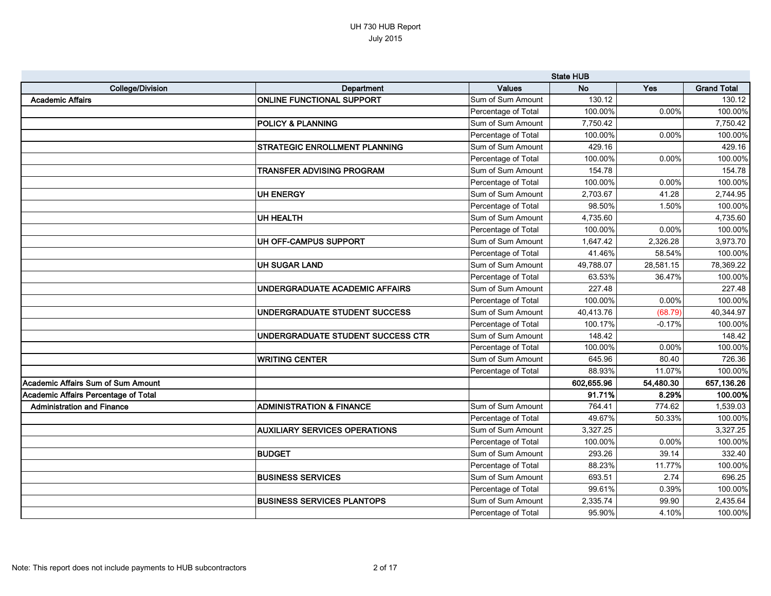UH 730 HUB Report
July 2015

| | | | State HUB | | |
|---|---|---|---|---|---|
| College/Division | Department | Values | No | Yes | Grand Total |
| Academic Affairs | ONLINE FUNCTIONAL SUPPORT | Sum of Sum Amount | 130.12 | | 130.12 |
| | | Percentage of Total | 100.00% | 0.00% | 100.00% |
| | POLICY & PLANNING | Sum of Sum Amount | 7,750.42 | | 7,750.42 |
| | | Percentage of Total | 100.00% | 0.00% | 100.00% |
| | STRATEGIC ENROLLMENT PLANNING | Sum of Sum Amount | 429.16 | | 429.16 |
| | | Percentage of Total | 100.00% | 0.00% | 100.00% |
| | TRANSFER ADVISING PROGRAM | Sum of Sum Amount | 154.78 | | 154.78 |
| | | Percentage of Total | 100.00% | 0.00% | 100.00% |
| | UH ENERGY | Sum of Sum Amount | 2,703.67 | 41.28 | 2,744.95 |
| | | Percentage of Total | 98.50% | 1.50% | 100.00% |
| | UH HEALTH | Sum of Sum Amount | 4,735.60 | | 4,735.60 |
| | | Percentage of Total | 100.00% | 0.00% | 100.00% |
| | UH OFF-CAMPUS SUPPORT | Sum of Sum Amount | 1,647.42 | 2,326.28 | 3,973.70 |
| | | Percentage of Total | 41.46% | 58.54% | 100.00% |
| | UH SUGAR LAND | Sum of Sum Amount | 49,788.07 | 28,581.15 | 78,369.22 |
| | | Percentage of Total | 63.53% | 36.47% | 100.00% |
| | UNDERGRADUATE ACADEMIC AFFAIRS | Sum of Sum Amount | 227.48 | | 227.48 |
| | | Percentage of Total | 100.00% | 0.00% | 100.00% |
| | UNDERGRADUATE STUDENT SUCCESS | Sum of Sum Amount | 40,413.76 | (68.79) | 40,344.97 |
| | | Percentage of Total | 100.17% | -0.17% | 100.00% |
| | UNDERGRADUATE STUDENT SUCCESS CTR | Sum of Sum Amount | 148.42 | | 148.42 |
| | | Percentage of Total | 100.00% | 0.00% | 100.00% |
| | WRITING CENTER | Sum of Sum Amount | 645.96 | 80.40 | 726.36 |
| | | Percentage of Total | 88.93% | 11.07% | 100.00% |
| Academic Affairs Sum of Sum Amount | | | 602,655.96 | 54,480.30 | 657,136.26 |
| Academic Affairs Percentage of Total | | | 91.71% | 8.29% | 100.00% |
| Administration and Finance | ADMINISTRATION & FINANCE | Sum of Sum Amount | 764.41 | 774.62 | 1,539.03 |
| | | Percentage of Total | 49.67% | 50.33% | 100.00% |
| | AUXILIARY SERVICES OPERATIONS | Sum of Sum Amount | 3,327.25 | | 3,327.25 |
| | | Percentage of Total | 100.00% | 0.00% | 100.00% |
| | BUDGET | Sum of Sum Amount | 293.26 | 39.14 | 332.40 |
| | | Percentage of Total | 88.23% | 11.77% | 100.00% |
| | BUSINESS SERVICES | Sum of Sum Amount | 693.51 | 2.74 | 696.25 |
| | | Percentage of Total | 99.61% | 0.39% | 100.00% |
| | BUSINESS SERVICES PLANTOPS | Sum of Sum Amount | 2,335.74 | 99.90 | 2,435.64 |
| | | Percentage of Total | 95.90% | 4.10% | 100.00% |

Note: This report does not include payments to HUB subcontractors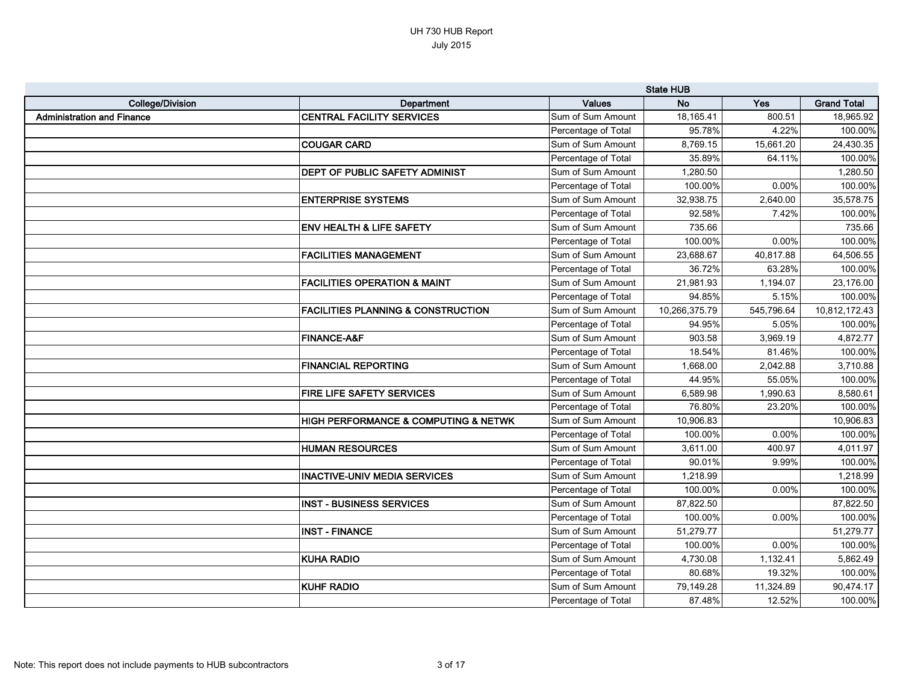# UH 730 HUB Report

July 2015

| | | | State HUB | | |
|---|---|---|---|---|---|
| **College/Division** | **Department** | **Values** | **No** | **Yes** | **Grand Total** |
| **Administration and Finance** | **CENTRAL FACILITY SERVICES** | Sum of Sum Amount | 18,165.41 | 800.51 | 18,965.92 |
| | | Percentage of Total | 95.78% | 4.22% | 100.00% |
| | **COUGAR CARD** | Sum of Sum Amount | 8,769.15 | 15,661.20 | 24,430.35 |
| | | Percentage of Total | 35.89% | 64.11% | 100.00% |
| | **DEPT OF PUBLIC SAFETY ADMINIST** | Sum of Sum Amount | 1,280.50 | | 1,280.50 |
| | | Percentage of Total | 100.00% | 0.00% | 100.00% |
| | **ENTERPRISE SYSTEMS** | Sum of Sum Amount | 32,938.75 | 2,640.00 | 35,578.75 |
| | | Percentage of Total | 92.58% | 7.42% | 100.00% |
| | **ENV HEALTH & LIFE SAFETY** | Sum of Sum Amount | 735.66 | | 735.66 |
| | | Percentage of Total | 100.00% | 0.00% | 100.00% |
| | **FACILITIES MANAGEMENT** | Sum of Sum Amount | 23,688.67 | 40,817.88 | 64,506.55 |
| | | Percentage of Total | 36.72% | 63.28% | 100.00% |
| | **FACILITIES OPERATION & MAINT** | Sum of Sum Amount | 21,981.93 | 1,194.07 | 23,176.00 |
| | | Percentage of Total | 94.85% | 5.15% | 100.00% |
| | **FACILITIES PLANNING & CONSTRUCTION** | Sum of Sum Amount | 10,266,375.79 | 545,796.64 | 10,812,172.43 |
| | | Percentage of Total | 94.95% | 5.05% | 100.00% |
| | **FINANCE-A&F** | Sum of Sum Amount | 903.58 | 3,969.19 | 4,872.77 |
| | | Percentage of Total | 18.54% | 81.46% | 100.00% |
| | **FINANCIAL REPORTING** | Sum of Sum Amount | 1,668.00 | 2,042.88 | 3,710.88 |
| | | Percentage of Total | 44.95% | 55.05% | 100.00% |
| | **FIRE LIFE SAFETY SERVICES** | Sum of Sum Amount | 6,589.98 | 1,990.63 | 8,580.61 |
| | | Percentage of Total | 76.80% | 23.20% | 100.00% |
| | **HIGH PERFORMANCE & COMPUTING & NETWK** | Sum of Sum Amount | 10,906.83 | | 10,906.83 |
| | | Percentage of Total | 100.00% | 0.00% | 100.00% |
| | **HUMAN RESOURCES** | Sum of Sum Amount | 3,611.00 | 400.97 | 4,011.97 |
| | | Percentage of Total | 90.01% | 9.99% | 100.00% |
| | **INACTIVE-UNIV MEDIA SERVICES** | Sum of Sum Amount | 1,218.99 | | 1,218.99 |
| | | Percentage of Total | 100.00% | 0.00% | 100.00% |
| | **INST - BUSINESS SERVICES** | Sum of Sum Amount | 87,822.50 | | 87,822.50 |
| | | Percentage of Total | 100.00% | 0.00% | 100.00% |
| | **INST - FINANCE** | Sum of Sum Amount | 51,279.77 | | 51,279.77 |
| | | Percentage of Total | 100.00% | 0.00% | 100.00% |
| | **KUHA RADIO** | Sum of Sum Amount | 4,730.08 | 1,132.41 | 5,862.49 |
| | | Percentage of Total | 80.68% | 19.32% | 100.00% |
| | **KUHF RADIO** | Sum of Sum Amount | 79,149.28 | 11,324.89 | 90,474.17 |
| | | Percentage of Total | 87.48% | 12.52% | 100.00% |

Note: This report does not include payments to HUB subcontractors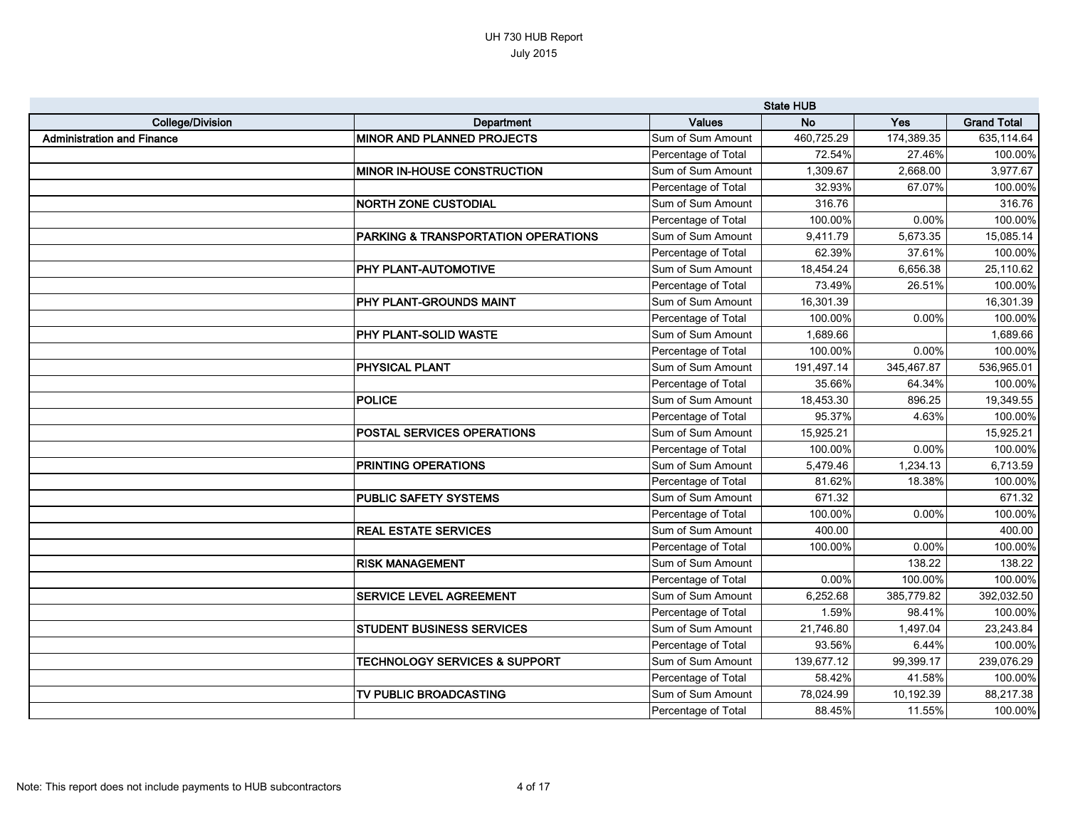UH 730 HUB Report
July 2015

| | | | State HUB | | |
|---|---|---|---|---|---|
| College/Division | Department | Values | No | Yes | Grand Total |
| Administration and Finance | MINOR AND PLANNED PROJECTS | Sum of Sum Amount | 460,725.29 | 174,389.35 | 635,114.64 |
| | | Percentage of Total | 72.54% | 27.46% | 100.00% |
| | MINOR IN-HOUSE CONSTRUCTION | Sum of Sum Amount | 1,309.67 | 2,668.00 | 3,977.67 |
| | | Percentage of Total | 32.93% | 67.07% | 100.00% |
| | NORTH ZONE CUSTODIAL | Sum of Sum Amount | 316.76 | | 316.76 |
| | | Percentage of Total | 100.00% | 0.00% | 100.00% |
| | PARKING & TRANSPORTATION OPERATIONS | Sum of Sum Amount | 9,411.79 | 5,673.35 | 15,085.14 |
| | | Percentage of Total | 62.39% | 37.61% | 100.00% |
| | PHY PLANT-AUTOMOTIVE | Sum of Sum Amount | 18,454.24 | 6,656.38 | 25,110.62 |
| | | Percentage of Total | 73.49% | 26.51% | 100.00% |
| | PHY PLANT-GROUNDS MAINT | Sum of Sum Amount | 16,301.39 | | 16,301.39 |
| | | Percentage of Total | 100.00% | 0.00% | 100.00% |
| | PHY PLANT-SOLID WASTE | Sum of Sum Amount | 1,689.66 | | 1,689.66 |
| | | Percentage of Total | 100.00% | 0.00% | 100.00% |
| | PHYSICAL PLANT | Sum of Sum Amount | 191,497.14 | 345,467.87 | 536,965.01 |
| | | Percentage of Total | 35.66% | 64.34% | 100.00% |
| | POLICE | Sum of Sum Amount | 18,453.30 | 896.25 | 19,349.55 |
| | | Percentage of Total | 95.37% | 4.63% | 100.00% |
| | POSTAL SERVICES OPERATIONS | Sum of Sum Amount | 15,925.21 | | 15,925.21 |
| | | Percentage of Total | 100.00% | 0.00% | 100.00% |
| | PRINTING OPERATIONS | Sum of Sum Amount | 5,479.46 | 1,234.13 | 6,713.59 |
| | | Percentage of Total | 81.62% | 18.38% | 100.00% |
| | PUBLIC SAFETY SYSTEMS | Sum of Sum Amount | 671.32 | | 671.32 |
| | | Percentage of Total | 100.00% | 0.00% | 100.00% |
| | REAL ESTATE SERVICES | Sum of Sum Amount | 400.00 | | 400.00 |
| | | Percentage of Total | 100.00% | 0.00% | 100.00% |
| | RISK MANAGEMENT | Sum of Sum Amount | | 138.22 | 138.22 |
| | | Percentage of Total | 0.00% | 100.00% | 100.00% |
| | SERVICE LEVEL AGREEMENT | Sum of Sum Amount | 6,252.68 | 385,779.82 | 392,032.50 |
| | | Percentage of Total | 1.59% | 98.41% | 100.00% |
| | STUDENT BUSINESS SERVICES | Sum of Sum Amount | 21,746.80 | 1,497.04 | 23,243.84 |
| | | Percentage of Total | 93.56% | 6.44% | 100.00% |
| | TECHNOLOGY SERVICES & SUPPORT | Sum of Sum Amount | 139,677.12 | 99,399.17 | 239,076.29 |
| | | Percentage of Total | 58.42% | 41.58% | 100.00% |
| | TV PUBLIC BROADCASTING | Sum of Sum Amount | 78,024.99 | 10,192.39 | 88,217.38 |
| | | Percentage of Total | 88.45% | 11.55% | 100.00% |

Note: This report does not include payments to HUB subcontractors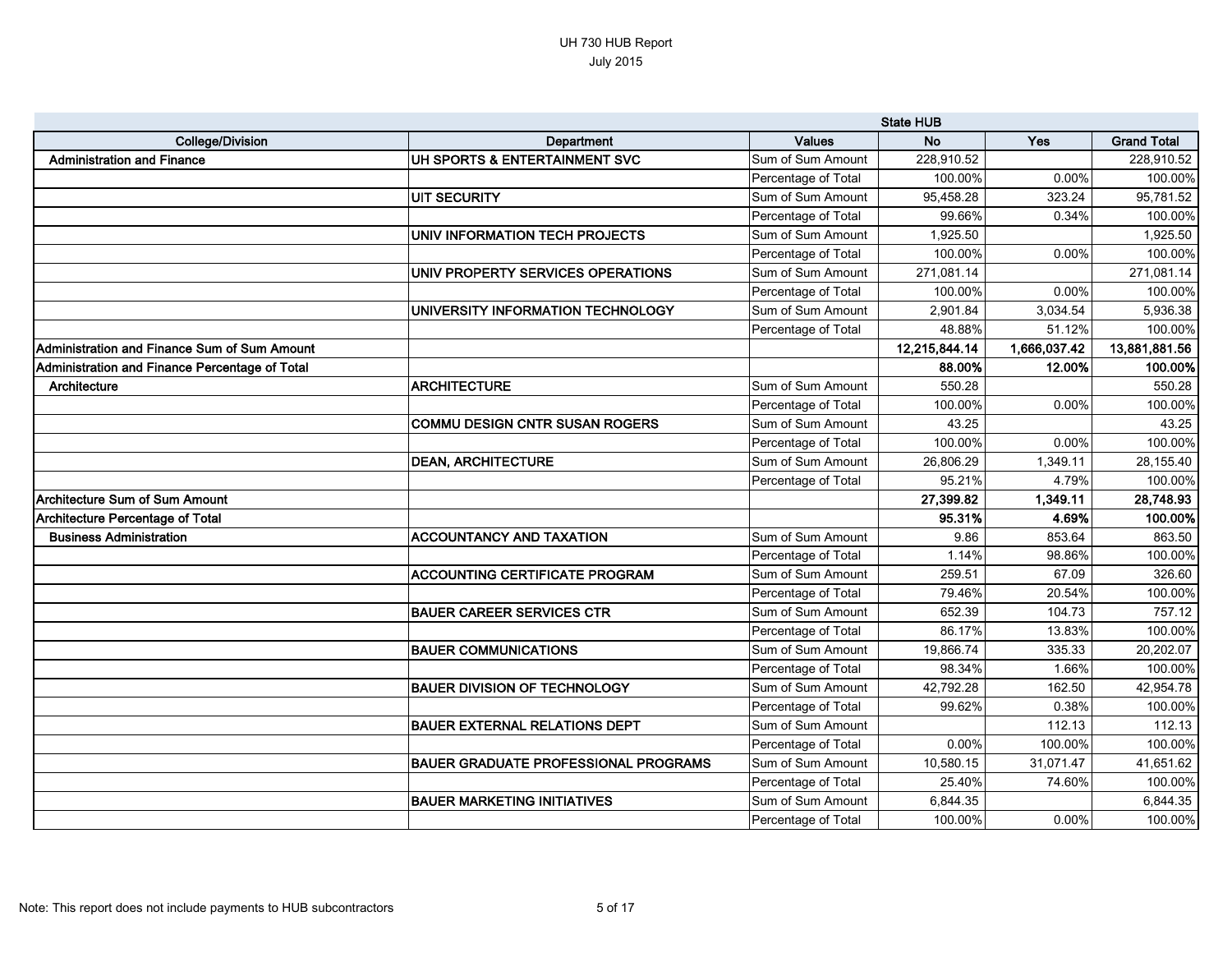# UH 730 HUB Report
July 2015

| College/Division | Department | Values | State HUB No | Yes | Grand Total |
|---|---|---|---|---|---|
| **Administration and Finance** | **UH SPORTS & ENTERTAINMENT SVC** | Sum of Sum Amount | 228,910.52 | | 228,910.52 |
| | | Percentage of Total | 100.00% | 0.00% | 100.00% |
| | **UIT SECURITY** | Sum of Sum Amount | 95,458.28 | 323.24 | 95,781.52 |
| | | Percentage of Total | 99.66% | 0.34% | 100.00% |
| | **UNIV INFORMATION TECH PROJECTS** | Sum of Sum Amount | 1,925.50 | | 1,925.50 |
| | | Percentage of Total | 100.00% | 0.00% | 100.00% |
| | **UNIV PROPERTY SERVICES OPERATIONS** | Sum of Sum Amount | 271,081.14 | | 271,081.14 |
| | | Percentage of Total | 100.00% | 0.00% | 100.00% |
| | **UNIVERSITY INFORMATION TECHNOLOGY** | Sum of Sum Amount | 2,901.84 | 3,034.54 | 5,936.38 |
| | | Percentage of Total | 48.88% | 51.12% | 100.00% |
| **Administration and Finance Sum of Sum Amount** | | | **12,215,844.14** | **1,666,037.42** | **13,881,881.56** |
| **Administration and Finance Percentage of Total** | | | **88.00%** | **12.00%** | **100.00%** |
| **Architecture** | **ARCHITECTURE** | Sum of Sum Amount | 550.28 | | 550.28 |
| | | Percentage of Total | 100.00% | 0.00% | 100.00% |
| | **COMMU DESIGN CNTR SUSAN ROGERS** | Sum of Sum Amount | 43.25 | | 43.25 |
| | | Percentage of Total | 100.00% | 0.00% | 100.00% |
| | **DEAN, ARCHITECTURE** | Sum of Sum Amount | 26,806.29 | 1,349.11 | 28,155.40 |
| | | Percentage of Total | 95.21% | 4.79% | 100.00% |
| **Architecture Sum of Sum Amount** | | | **27,399.82** | **1,349.11** | **28,748.93** |
| **Architecture Percentage of Total** | | | **95.31%** | **4.69%** | **100.00%** |
| **Business Administration** | **ACCOUNTANCY AND TAXATION** | Sum of Sum Amount | 9.86 | 853.64 | 863.50 |
| | | Percentage of Total | 1.14% | 98.86% | 100.00% |
| | **ACCOUNTING CERTIFICATE PROGRAM** | Sum of Sum Amount | 259.51 | 67.09 | 326.60 |
| | | Percentage of Total | 79.46% | 20.54% | 100.00% |
| | **BAUER CAREER SERVICES CTR** | Sum of Sum Amount | 652.39 | 104.73 | 757.12 |
| | | Percentage of Total | 86.17% | 13.83% | 100.00% |
| | **BAUER COMMUNICATIONS** | Sum of Sum Amount | 19,866.74 | 335.33 | 20,202.07 |
| | | Percentage of Total | 98.34% | 1.66% | 100.00% |
| | **BAUER DIVISION OF TECHNOLOGY** | Sum of Sum Amount | 42,792.28 | 162.50 | 42,954.78 |
| | | Percentage of Total | 99.62% | 0.38% | 100.00% |
| | **BAUER EXTERNAL RELATIONS DEPT** | Sum of Sum Amount | | 112.13 | 112.13 |
| | | Percentage of Total | 0.00% | 100.00% | 100.00% |
| | **BAUER GRADUATE PROFESSIONAL PROGRAMS** | Sum of Sum Amount | 10,580.15 | 31,071.47 | 41,651.62 |
| | | Percentage of Total | 25.40% | 74.60% | 100.00% |
| | **BAUER MARKETING INITIATIVES** | Sum of Sum Amount | 6,844.35 | | 6,844.35 |
| | | Percentage of Total | 100.00% | 0.00% | 100.00% |

Note: This report does not include payments to HUB subcontractors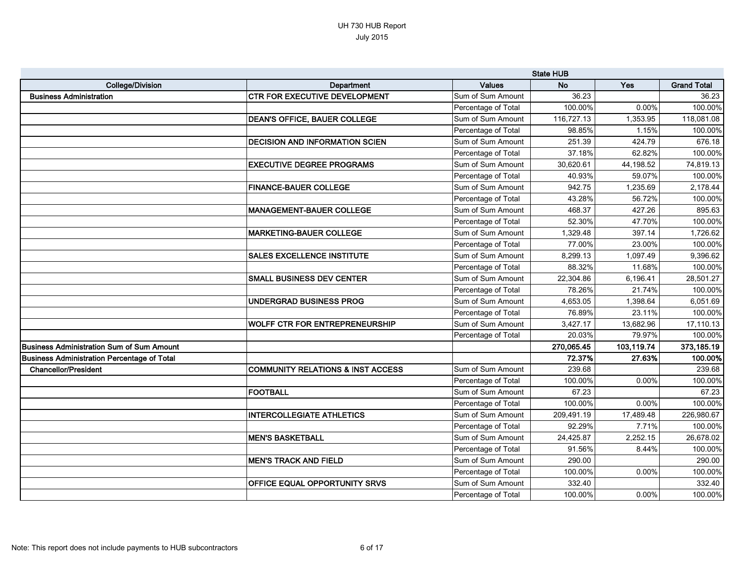UH 730 HUB Report
July 2015

| | | | State HUB | | |
|---|---|---|---|---|---|
| **College/Division** | **Department** | **Values** | **No** | **Yes** | **Grand Total** |
| **Business Administration** | **CTR FOR EXECUTIVE DEVELOPMENT** | Sum of Sum Amount | 36.23 | | 36.23 |
| | | Percentage of Total | 100.00% | 0.00% | 100.00% |
| | **DEAN'S OFFICE, BAUER COLLEGE** | Sum of Sum Amount | 116,727.13 | 1,353.95 | 118,081.08 |
| | | Percentage of Total | 98.85% | 1.15% | 100.00% |
| | **DECISION AND INFORMATION SCIEN** | Sum of Sum Amount | 251.39 | 424.79 | 676.18 |
| | | Percentage of Total | 37.18% | 62.82% | 100.00% |
| | **EXECUTIVE DEGREE PROGRAMS** | Sum of Sum Amount | 30,620.61 | 44,198.52 | 74,819.13 |
| | | Percentage of Total | 40.93% | 59.07% | 100.00% |
| | **FINANCE-BAUER COLLEGE** | Sum of Sum Amount | 942.75 | 1,235.69 | 2,178.44 |
| | | Percentage of Total | 43.28% | 56.72% | 100.00% |
| | **MANAGEMENT-BAUER COLLEGE** | Sum of Sum Amount | 468.37 | 427.26 | 895.63 |
| | | Percentage of Total | 52.30% | 47.70% | 100.00% |
| | **MARKETING-BAUER COLLEGE** | Sum of Sum Amount | 1,329.48 | 397.14 | 1,726.62 |
| | | Percentage of Total | 77.00% | 23.00% | 100.00% |
| | **SALES EXCELLENCE INSTITUTE** | Sum of Sum Amount | 8,299.13 | 1,097.49 | 9,396.62 |
| | | Percentage of Total | 88.32% | 11.68% | 100.00% |
| | **SMALL BUSINESS DEV CENTER** | Sum of Sum Amount | 22,304.86 | 6,196.41 | 28,501.27 |
| | | Percentage of Total | 78.26% | 21.74% | 100.00% |
| | **UNDERGRAD BUSINESS PROG** | Sum of Sum Amount | 4,653.05 | 1,398.64 | 6,051.69 |
| | | Percentage of Total | 76.89% | 23.11% | 100.00% |
| | **WOLFF CTR FOR ENTREPRENEURSHIP** | Sum of Sum Amount | 3,427.17 | 13,682.96 | 17,110.13 |
| | | Percentage of Total | 20.03% | 79.97% | 100.00% |
| **Business Administration Sum of Sum Amount** | | | **270,065.45** | **103,119.74** | **373,185.19** |
| **Business Administration Percentage of Total** | | | **72.37%** | **27.63%** | **100.00%** |
| **Chancellor/President** | **COMMUNITY RELATIONS & INST ACCESS** | Sum of Sum Amount | 239.68 | | 239.68 |
| | | Percentage of Total | 100.00% | 0.00% | 100.00% |
| | **FOOTBALL** | Sum of Sum Amount | 67.23 | | 67.23 |
| | | Percentage of Total | 100.00% | 0.00% | 100.00% |
| | **INTERCOLLEGIATE ATHLETICS** | Sum of Sum Amount | 209,491.19 | 17,489.48 | 226,980.67 |
| | | Percentage of Total | 92.29% | 7.71% | 100.00% |
| | **MEN'S BASKETBALL** | Sum of Sum Amount | 24,425.87 | 2,252.15 | 26,678.02 |
| | | Percentage of Total | 91.56% | 8.44% | 100.00% |
| | **MEN'S TRACK AND FIELD** | Sum of Sum Amount | 290.00 | | 290.00 |
| | | Percentage of Total | 100.00% | 0.00% | 100.00% |
| | **OFFICE EQUAL OPPORTUNITY SRVS** | Sum of Sum Amount | 332.40 | | 332.40 |
| | | Percentage of Total | 100.00% | 0.00% | 100.00% |

Note: This report does not include payments to HUB subcontractors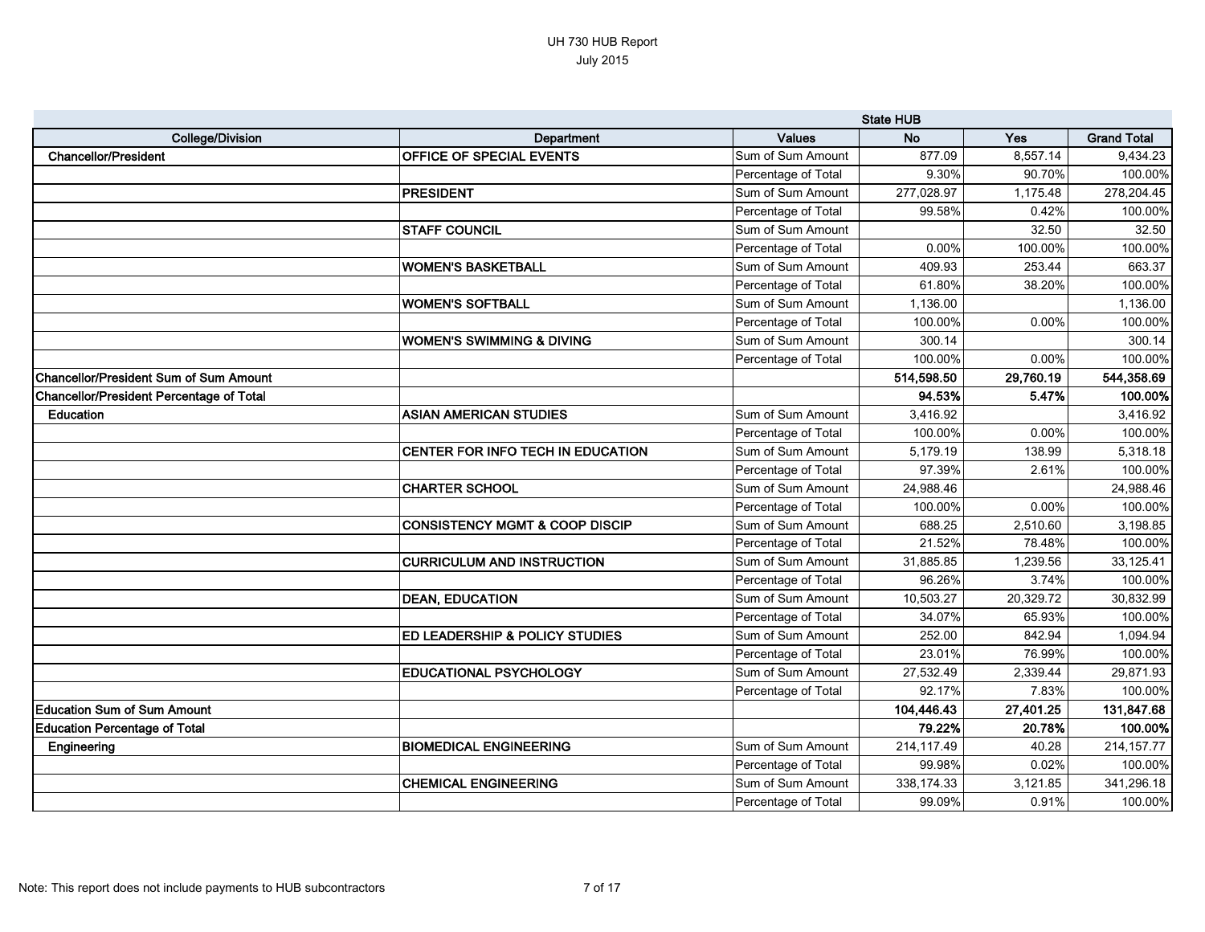# UH 730 HUB Report

July 2015

| | | | State HUB | | |
|---|---|---|---|---|---|
| **College/Division** | **Department** | **Values** | **No** | **Yes** | **Grand Total** |
| **Chancellor/President** | **OFFICE OF SPECIAL EVENTS** | Sum of Sum Amount | 877.09 | 8,557.14 | 9,434.23 |
| | | Percentage of Total | 9.30% | 90.70% | 100.00% |
| | **PRESIDENT** | Sum of Sum Amount | 277,028.97 | 1,175.48 | 278,204.45 |
| | | Percentage of Total | 99.58% | 0.42% | 100.00% |
| | **STAFF COUNCIL** | Sum of Sum Amount | | 32.50 | 32.50 |
| | | Percentage of Total | 0.00% | 100.00% | 100.00% |
| | **WOMEN'S BASKETBALL** | Sum of Sum Amount | 409.93 | 253.44 | 663.37 |
| | | Percentage of Total | 61.80% | 38.20% | 100.00% |
| | **WOMEN'S SOFTBALL** | Sum of Sum Amount | 1,136.00 | | 1,136.00 |
| | | Percentage of Total | 100.00% | 0.00% | 100.00% |
| | **WOMEN'S SWIMMING & DIVING** | Sum of Sum Amount | 300.14 | | 300.14 |
| | | Percentage of Total | 100.00% | 0.00% | 100.00% |
| **Chancellor/President Sum of Sum Amount** | | | **514,598.50** | **29,760.19** | **544,358.69** |
| **Chancellor/President Percentage of Total** | | | **94.53%** | **5.47%** | **100.00%** |
| **Education** | **ASIAN AMERICAN STUDIES** | Sum of Sum Amount | 3,416.92 | | 3,416.92 |
| | | Percentage of Total | 100.00% | 0.00% | 100.00% |
| | **CENTER FOR INFO TECH IN EDUCATION** | Sum of Sum Amount | 5,179.19 | 138.99 | 5,318.18 |
| | | Percentage of Total | 97.39% | 2.61% | 100.00% |
| | **CHARTER SCHOOL** | Sum of Sum Amount | 24,988.46 | | 24,988.46 |
| | | Percentage of Total | 100.00% | 0.00% | 100.00% |
| | **CONSISTENCY MGMT & COOP DISCIP** | Sum of Sum Amount | 688.25 | 2,510.60 | 3,198.85 |
| | | Percentage of Total | 21.52% | 78.48% | 100.00% |
| | **CURRICULUM AND INSTRUCTION** | Sum of Sum Amount | 31,885.85 | 1,239.56 | 33,125.41 |
| | | Percentage of Total | 96.26% | 3.74% | 100.00% |
| | **DEAN, EDUCATION** | Sum of Sum Amount | 10,503.27 | 20,329.72 | 30,832.99 |
| | | Percentage of Total | 34.07% | 65.93% | 100.00% |
| | **ED LEADERSHIP & POLICY STUDIES** | Sum of Sum Amount | 252.00 | 842.94 | 1,094.94 |
| | | Percentage of Total | 23.01% | 76.99% | 100.00% |
| | **EDUCATIONAL PSYCHOLOGY** | Sum of Sum Amount | 27,532.49 | 2,339.44 | 29,871.93 |
| | | Percentage of Total | 92.17% | 7.83% | 100.00% |
| **Education Sum of Sum Amount** | | | **104,446.43** | **27,401.25** | **131,847.68** |
| **Education Percentage of Total** | | | **79.22%** | **20.78%** | **100.00%** |
| **Engineering** | **BIOMEDICAL ENGINEERING** | Sum of Sum Amount | 214,117.49 | 40.28 | 214,157.77 |
| | | Percentage of Total | 99.98% | 0.02% | 100.00% |
| | **CHEMICAL ENGINEERING** | Sum of Sum Amount | 338,174.33 | 3,121.85 | 341,296.18 |
| | | Percentage of Total | 99.09% | 0.91% | 100.00% |

Note: This report does not include payments to HUB subcontractors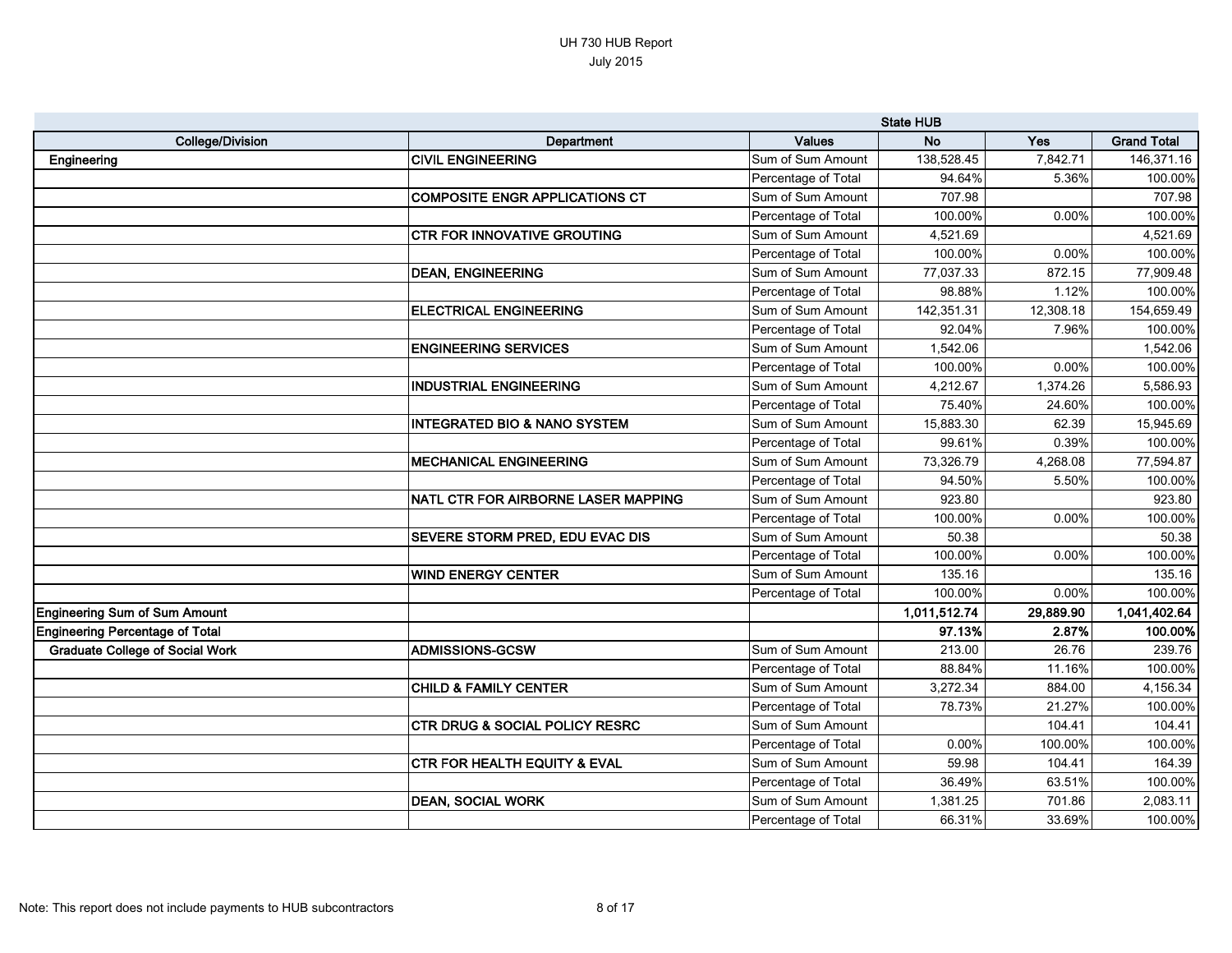UH 730 HUB Report
July 2015

| | | | State HUB | | |
|---|---|---|---|---|---|
| **College/Division** | **Department** | **Values** | **No** | **Yes** | **Grand Total** |
| **Engineering** | **CIVIL ENGINEERING** | Sum of Sum Amount | 138,528.45 | 7,842.71 | 146,371.16 |
| | | Percentage of Total | 94.64% | 5.36% | 100.00% |
| | **COMPOSITE ENGR APPLICATIONS CT** | Sum of Sum Amount | 707.98 | | 707.98 |
| | | Percentage of Total | 100.00% | 0.00% | 100.00% |
| | **CTR FOR INNOVATIVE GROUTING** | Sum of Sum Amount | 4,521.69 | | 4,521.69 |
| | | Percentage of Total | 100.00% | 0.00% | 100.00% |
| | **DEAN, ENGINEERING** | Sum of Sum Amount | 77,037.33 | 872.15 | 77,909.48 |
| | | Percentage of Total | 98.88% | 1.12% | 100.00% |
| | **ELECTRICAL ENGINEERING** | Sum of Sum Amount | 142,351.31 | 12,308.18 | 154,659.49 |
| | | Percentage of Total | 92.04% | 7.96% | 100.00% |
| | **ENGINEERING SERVICES** | Sum of Sum Amount | 1,542.06 | | 1,542.06 |
| | | Percentage of Total | 100.00% | 0.00% | 100.00% |
| | **INDUSTRIAL ENGINEERING** | Sum of Sum Amount | 4,212.67 | 1,374.26 | 5,586.93 |
| | | Percentage of Total | 75.40% | 24.60% | 100.00% |
| | **INTEGRATED BIO & NANO SYSTEM** | Sum of Sum Amount | 15,883.30 | 62.39 | 15,945.69 |
| | | Percentage of Total | 99.61% | 0.39% | 100.00% |
| | **MECHANICAL ENGINEERING** | Sum of Sum Amount | 73,326.79 | 4,268.08 | 77,594.87 |
| | | Percentage of Total | 94.50% | 5.50% | 100.00% |
| | **NATL CTR FOR AIRBORNE LASER MAPPING** | Sum of Sum Amount | 923.80 | | 923.80 |
| | | Percentage of Total | 100.00% | 0.00% | 100.00% |
| | **SEVERE STORM PRED, EDU EVAC DIS** | Sum of Sum Amount | 50.38 | | 50.38 |
| | | Percentage of Total | 100.00% | 0.00% | 100.00% |
| | **WIND ENERGY CENTER** | Sum of Sum Amount | 135.16 | | 135.16 |
| | | Percentage of Total | 100.00% | 0.00% | 100.00% |
| **Engineering Sum of Sum Amount** | | | **1,011,512.74** | **29,889.90** | **1,041,402.64** |
| **Engineering Percentage of Total** | | | **97.13%** | **2.87%** | **100.00%** |
| **Graduate College of Social Work** | **ADMISSIONS-GCSW** | Sum of Sum Amount | 213.00 | 26.76 | 239.76 |
| | | Percentage of Total | 88.84% | 11.16% | 100.00% |
| | **CHILD & FAMILY CENTER** | Sum of Sum Amount | 3,272.34 | 884.00 | 4,156.34 |
| | | Percentage of Total | 78.73% | 21.27% | 100.00% |
| | **CTR DRUG & SOCIAL POLICY RESRC** | Sum of Sum Amount | | 104.41 | 104.41 |
| | | Percentage of Total | 0.00% | 100.00% | 100.00% |
| | **CTR FOR HEALTH EQUITY & EVAL** | Sum of Sum Amount | 59.98 | 104.41 | 164.39 |
| | | Percentage of Total | 36.49% | 63.51% | 100.00% |
| | **DEAN, SOCIAL WORK** | Sum of Sum Amount | 1,381.25 | 701.86 | 2,083.11 |
| | | Percentage of Total | 66.31% | 33.69% | 100.00% |

Note: This report does not include payments to HUB subcontractors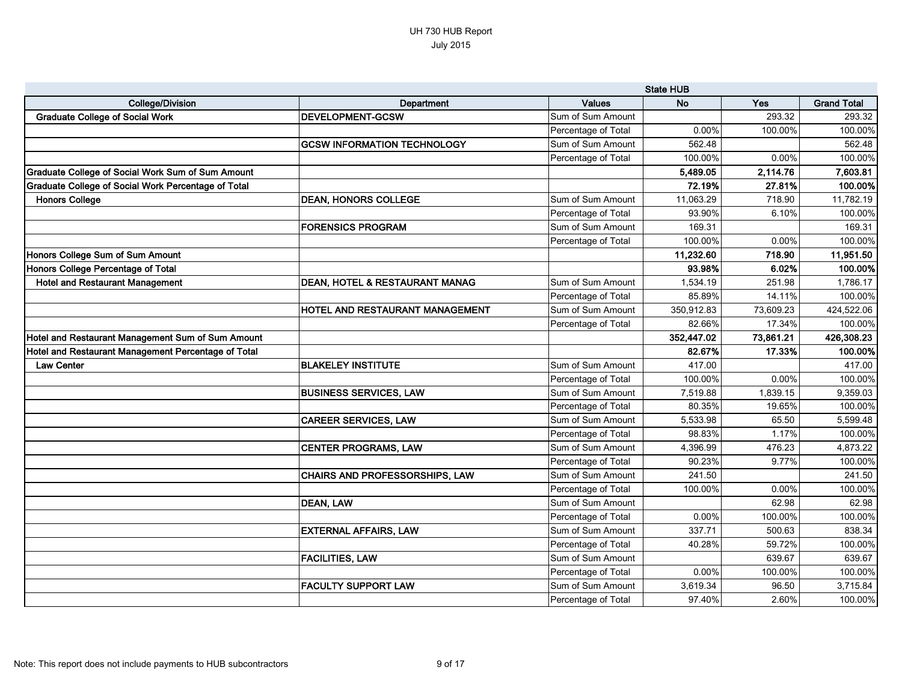UH 730 HUB Report
July 2015

| College/Division | Department | Values | State HUB No | Yes | Grand Total |
|---|---|---|---|---|---|
| Graduate College of Social Work | DEVELOPMENT-GCSW | Sum of Sum Amount | | 293.32 | 293.32 |
| | | Percentage of Total | 0.00% | 100.00% | 100.00% |
| | GCSW INFORMATION TECHNOLOGY | Sum of Sum Amount | 562.48 | | 562.48 |
| | | Percentage of Total | 100.00% | 0.00% | 100.00% |
| **Graduate College of Social Work Sum of Sum Amount** | | | **5,489.05** | **2,114.76** | **7,603.81** |
| **Graduate College of Social Work Percentage of Total** | | | **72.19%** | **27.81%** | **100.00%** |
| Honors College | DEAN, HONORS COLLEGE | Sum of Sum Amount | 11,063.29 | 718.90 | 11,782.19 |
| | | Percentage of Total | 93.90% | 6.10% | 100.00% |
| | FORENSICS PROGRAM | Sum of Sum Amount | 169.31 | | 169.31 |
| | | Percentage of Total | 100.00% | 0.00% | 100.00% |
| **Honors College Sum of Sum Amount** | | | **11,232.60** | **718.90** | **11,951.50** |
| **Honors College Percentage of Total** | | | **93.98%** | **6.02%** | **100.00%** |
| Hotel and Restaurant Management | DEAN, HOTEL & RESTAURANT MANAG | Sum of Sum Amount | 1,534.19 | 251.98 | 1,786.17 |
| | | Percentage of Total | 85.89% | 14.11% | 100.00% |
| | HOTEL AND RESTAURANT MANAGEMENT | Sum of Sum Amount | 350,912.83 | 73,609.23 | 424,522.06 |
| | | Percentage of Total | 82.66% | 17.34% | 100.00% |
| **Hotel and Restaurant Management Sum of Sum Amount** | | | **352,447.02** | **73,861.21** | **426,308.23** |
| **Hotel and Restaurant Management Percentage of Total** | | | **82.67%** | **17.33%** | **100.00%** |
| Law Center | BLAKELEY INSTITUTE | Sum of Sum Amount | 417.00 | | 417.00 |
| | | Percentage of Total | 100.00% | 0.00% | 100.00% |
| | BUSINESS SERVICES, LAW | Sum of Sum Amount | 7,519.88 | 1,839.15 | 9,359.03 |
| | | Percentage of Total | 80.35% | 19.65% | 100.00% |
| | CAREER SERVICES, LAW | Sum of Sum Amount | 5,533.98 | 65.50 | 5,599.48 |
| | | Percentage of Total | 98.83% | 1.17% | 100.00% |
| | CENTER PROGRAMS, LAW | Sum of Sum Amount | 4,396.99 | 476.23 | 4,873.22 |
| | | Percentage of Total | 90.23% | 9.77% | 100.00% |
| | CHAIRS AND PROFESSORSHIPS, LAW | Sum of Sum Amount | 241.50 | | 241.50 |
| | | Percentage of Total | 100.00% | 0.00% | 100.00% |
| | DEAN, LAW | Sum of Sum Amount | | 62.98 | 62.98 |
| | | Percentage of Total | 0.00% | 100.00% | 100.00% |
| | EXTERNAL AFFAIRS, LAW | Sum of Sum Amount | 337.71 | 500.63 | 838.34 |
| | | Percentage of Total | 40.28% | 59.72% | 100.00% |
| | FACILITIES, LAW | Sum of Sum Amount | | 639.67 | 639.67 |
| | | Percentage of Total | 0.00% | 100.00% | 100.00% |
| | FACULTY SUPPORT LAW | Sum of Sum Amount | 3,619.34 | 96.50 | 3,715.84 |
| | | Percentage of Total | 97.40% | 2.60% | 100.00% |

Note: This report does not include payments to HUB subcontractors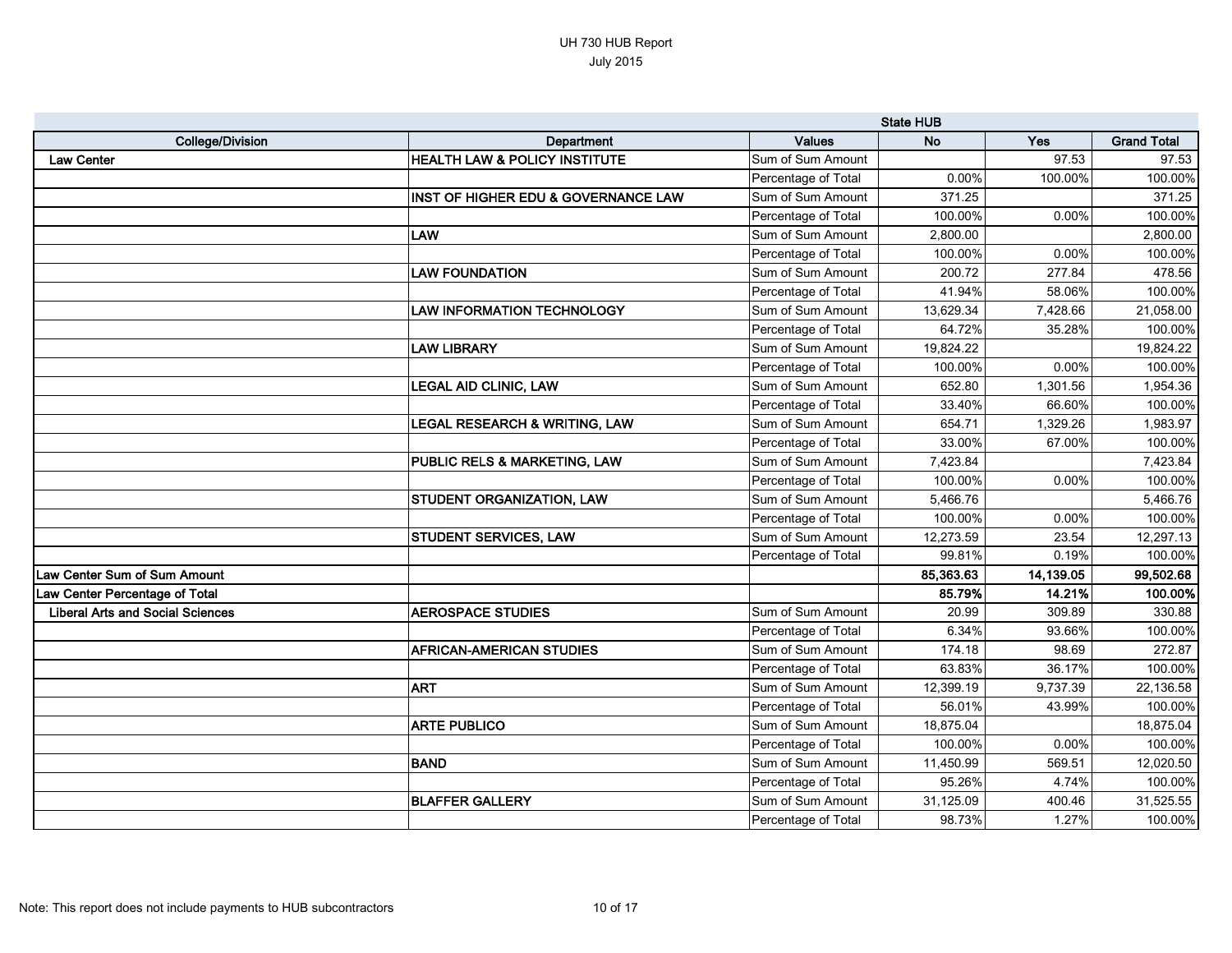# UH 730 HUB Report

July 2015

| | | | State HUB | | |
|---|---|---|---|---|---|
| **College/Division** | **Department** | **Values** | **No** | **Yes** | **Grand Total** |
| **Law Center** | **HEALTH LAW & POLICY INSTITUTE** | Sum of Sum Amount | | 97.53 | 97.53 |
| | | Percentage of Total | 0.00% | 100.00% | 100.00% |
| | **INST OF HIGHER EDU & GOVERNANCE LAW** | Sum of Sum Amount | 371.25 | | 371.25 |
| | | Percentage of Total | 100.00% | 0.00% | 100.00% |
| | **LAW** | Sum of Sum Amount | 2,800.00 | | 2,800.00 |
| | | Percentage of Total | 100.00% | 0.00% | 100.00% |
| | **LAW FOUNDATION** | Sum of Sum Amount | 200.72 | 277.84 | 478.56 |
| | | Percentage of Total | 41.94% | 58.06% | 100.00% |
| | **LAW INFORMATION TECHNOLOGY** | Sum of Sum Amount | 13,629.34 | 7,428.66 | 21,058.00 |
| | | Percentage of Total | 64.72% | 35.28% | 100.00% |
| | **LAW LIBRARY** | Sum of Sum Amount | 19,824.22 | | 19,824.22 |
| | | Percentage of Total | 100.00% | 0.00% | 100.00% |
| | **LEGAL AID CLINIC, LAW** | Sum of Sum Amount | 652.80 | 1,301.56 | 1,954.36 |
| | | Percentage of Total | 33.40% | 66.60% | 100.00% |
| | **LEGAL RESEARCH & WRITING, LAW** | Sum of Sum Amount | 654.71 | 1,329.26 | 1,983.97 |
| | | Percentage of Total | 33.00% | 67.00% | 100.00% |
| | **PUBLIC RELS & MARKETING, LAW** | Sum of Sum Amount | 7,423.84 | | 7,423.84 |
| | | Percentage of Total | 100.00% | 0.00% | 100.00% |
| | **STUDENT ORGANIZATION, LAW** | Sum of Sum Amount | 5,466.76 | | 5,466.76 |
| | | Percentage of Total | 100.00% | 0.00% | 100.00% |
| | **STUDENT SERVICES, LAW** | Sum of Sum Amount | 12,273.59 | 23.54 | 12,297.13 |
| | | Percentage of Total | 99.81% | 0.19% | 100.00% |
| **Law Center Sum of Sum Amount** | | | **85,363.63** | **14,139.05** | **99,502.68** |
| **Law Center Percentage of Total** | | | **85.79%** | **14.21%** | **100.00%** |
| **Liberal Arts and Social Sciences** | **AEROSPACE STUDIES** | Sum of Sum Amount | 20.99 | 309.89 | 330.88 |
| | | Percentage of Total | 6.34% | 93.66% | 100.00% |
| | **AFRICAN-AMERICAN STUDIES** | Sum of Sum Amount | 174.18 | 98.69 | 272.87 |
| | | Percentage of Total | 63.83% | 36.17% | 100.00% |
| | **ART** | Sum of Sum Amount | 12,399.19 | 9,737.39 | 22,136.58 |
| | | Percentage of Total | 56.01% | 43.99% | 100.00% |
| | **ARTE PUBLICO** | Sum of Sum Amount | 18,875.04 | | 18,875.04 |
| | | Percentage of Total | 100.00% | 0.00% | 100.00% |
| | **BAND** | Sum of Sum Amount | 11,450.99 | 569.51 | 12,020.50 |
| | | Percentage of Total | 95.26% | 4.74% | 100.00% |
| | **BLAFFER GALLERY** | Sum of Sum Amount | 31,125.09 | 400.46 | 31,525.55 |
| | | Percentage of Total | 98.73% | 1.27% | 100.00% |

Note: This report does not include payments to HUB subcontractors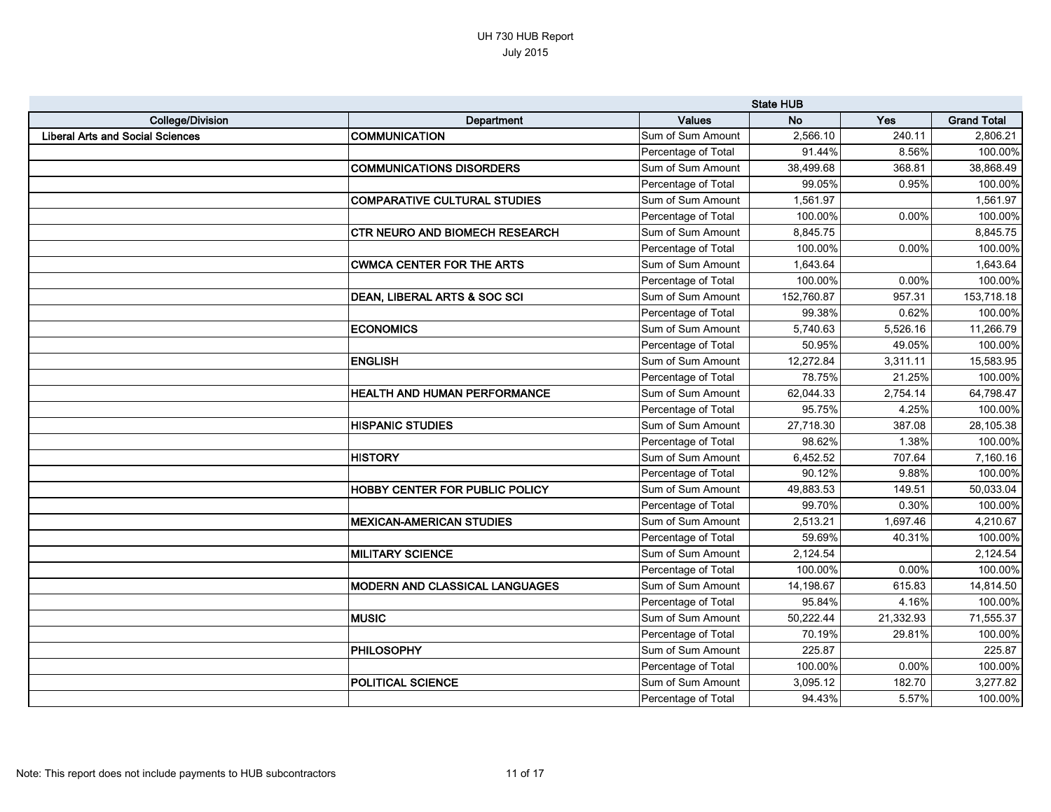# UH 730 HUB Report

July 2015

| | | | State HUB | | |
|---|---|---|---|---|---|
| College/Division | Department | Values | No | Yes | Grand Total |
| Liberal Arts and Social Sciences | COMMUNICATION | Sum of Sum Amount | 2,566.10 | 240.11 | 2,806.21 |
| | | Percentage of Total | 91.44% | 8.56% | 100.00% |
| | COMMUNICATIONS DISORDERS | Sum of Sum Amount | 38,499.68 | 368.81 | 38,868.49 |
| | | Percentage of Total | 99.05% | 0.95% | 100.00% |
| | COMPARATIVE CULTURAL STUDIES | Sum of Sum Amount | 1,561.97 | | 1,561.97 |
| | | Percentage of Total | 100.00% | 0.00% | 100.00% |
| | CTR NEURO AND BIOMECH RESEARCH | Sum of Sum Amount | 8,845.75 | | 8,845.75 |
| | | Percentage of Total | 100.00% | 0.00% | 100.00% |
| | CWMCA CENTER FOR THE ARTS | Sum of Sum Amount | 1,643.64 | | 1,643.64 |
| | | Percentage of Total | 100.00% | 0.00% | 100.00% |
| | DEAN, LIBERAL ARTS & SOC SCI | Sum of Sum Amount | 152,760.87 | 957.31 | 153,718.18 |
| | | Percentage of Total | 99.38% | 0.62% | 100.00% |
| | ECONOMICS | Sum of Sum Amount | 5,740.63 | 5,526.16 | 11,266.79 |
| | | Percentage of Total | 50.95% | 49.05% | 100.00% |
| | ENGLISH | Sum of Sum Amount | 12,272.84 | 3,311.11 | 15,583.95 |
| | | Percentage of Total | 78.75% | 21.25% | 100.00% |
| | HEALTH AND HUMAN PERFORMANCE | Sum of Sum Amount | 62,044.33 | 2,754.14 | 64,798.47 |
| | | Percentage of Total | 95.75% | 4.25% | 100.00% |
| | HISPANIC STUDIES | Sum of Sum Amount | 27,718.30 | 387.08 | 28,105.38 |
| | | Percentage of Total | 98.62% | 1.38% | 100.00% |
| | HISTORY | Sum of Sum Amount | 6,452.52 | 707.64 | 7,160.16 |
| | | Percentage of Total | 90.12% | 9.88% | 100.00% |
| | HOBBY CENTER FOR PUBLIC POLICY | Sum of Sum Amount | 49,883.53 | 149.51 | 50,033.04 |
| | | Percentage of Total | 99.70% | 0.30% | 100.00% |
| | MEXICAN-AMERICAN STUDIES | Sum of Sum Amount | 2,513.21 | 1,697.46 | 4,210.67 |
| | | Percentage of Total | 59.69% | 40.31% | 100.00% |
| | MILITARY SCIENCE | Sum of Sum Amount | 2,124.54 | | 2,124.54 |
| | | Percentage of Total | 100.00% | 0.00% | 100.00% |
| | MODERN AND CLASSICAL LANGUAGES | Sum of Sum Amount | 14,198.67 | 615.83 | 14,814.50 |
| | | Percentage of Total | 95.84% | 4.16% | 100.00% |
| | MUSIC | Sum of Sum Amount | 50,222.44 | 21,332.93 | 71,555.37 |
| | | Percentage of Total | 70.19% | 29.81% | 100.00% |
| | PHILOSOPHY | Sum of Sum Amount | 225.87 | | 225.87 |
| | | Percentage of Total | 100.00% | 0.00% | 100.00% |
| | POLITICAL SCIENCE | Sum of Sum Amount | 3,095.12 | 182.70 | 3,277.82 |
| | | Percentage of Total | 94.43% | 5.57% | 100.00% |

Note: This report does not include payments to HUB subcontractors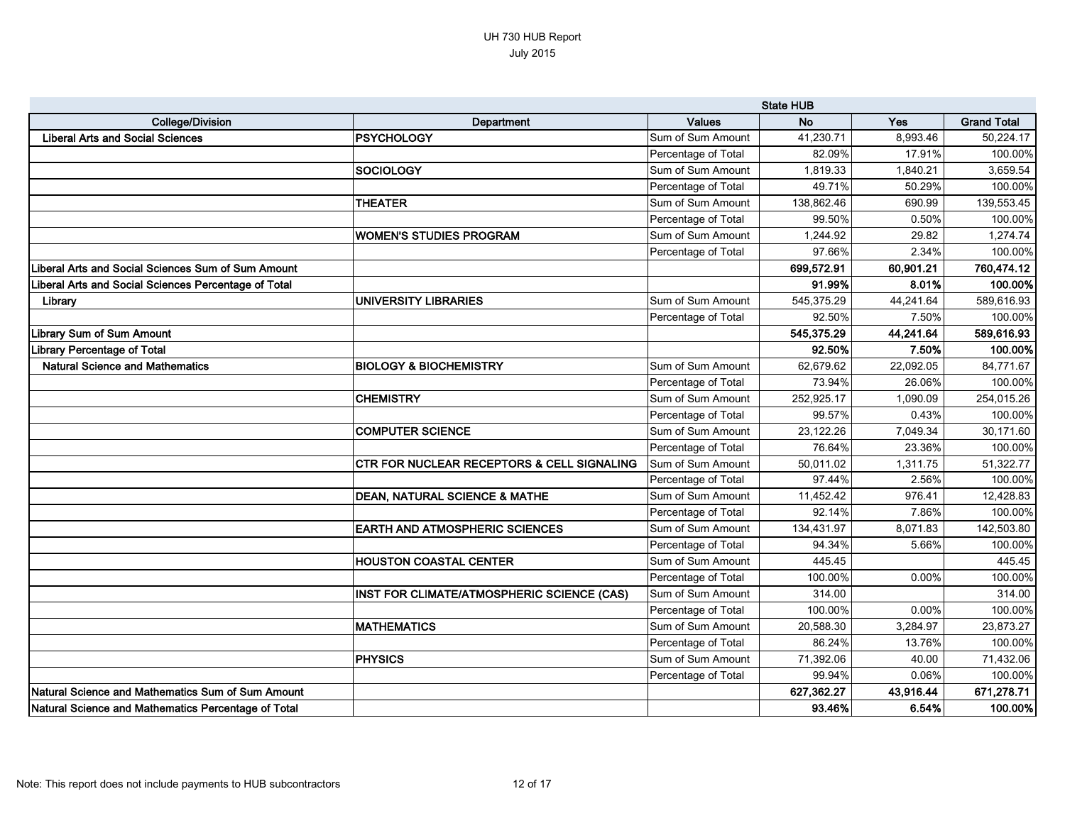UH 730 HUB Report
July 2015

| College/Division | Department | Values | State HUB No | Yes | Grand Total |
|---|---|---|---|---|---|
| **Liberal Arts and Social Sciences** | **PSYCHOLOGY** | Sum of Sum Amount | 41,230.71 | 8,993.46 | 50,224.17 |
| | | Percentage of Total | 82.09% | 17.91% | 100.00% |
| | **SOCIOLOGY** | Sum of Sum Amount | 1,819.33 | 1,840.21 | 3,659.54 |
| | | Percentage of Total | 49.71% | 50.29% | 100.00% |
| | **THEATER** | Sum of Sum Amount | 138,862.46 | 690.99 | 139,553.45 |
| | | Percentage of Total | 99.50% | 0.50% | 100.00% |
| | **WOMEN'S STUDIES PROGRAM** | Sum of Sum Amount | 1,244.92 | 29.82 | 1,274.74 |
| | | Percentage of Total | 97.66% | 2.34% | 100.00% |
| **Liberal Arts and Social Sciences Sum of Sum Amount** | | | **699,572.91** | **60,901.21** | **760,474.12** |
| **Liberal Arts and Social Sciences Percentage of Total** | | | **91.99%** | **8.01%** | **100.00%** |
| **Library** | **UNIVERSITY LIBRARIES** | Sum of Sum Amount | 545,375.29 | 44,241.64 | 589,616.93 |
| | | Percentage of Total | 92.50% | 7.50% | 100.00% |
| **Library Sum of Sum Amount** | | | **545,375.29** | **44,241.64** | **589,616.93** |
| **Library Percentage of Total** | | | **92.50%** | **7.50%** | **100.00%** |
| **Natural Science and Mathematics** | **BIOLOGY & BIOCHEMISTRY** | Sum of Sum Amount | 62,679.62 | 22,092.05 | 84,771.67 |
| | | Percentage of Total | 73.94% | 26.06% | 100.00% |
| | **CHEMISTRY** | Sum of Sum Amount | 252,925.17 | 1,090.09 | 254,015.26 |
| | | Percentage of Total | 99.57% | 0.43% | 100.00% |
| | **COMPUTER SCIENCE** | Sum of Sum Amount | 23,122.26 | 7,049.34 | 30,171.60 |
| | | Percentage of Total | 76.64% | 23.36% | 100.00% |
| | **CTR FOR NUCLEAR RECEPTORS & CELL SIGNALING** | Sum of Sum Amount | 50,011.02 | 1,311.75 | 51,322.77 |
| | | Percentage of Total | 97.44% | 2.56% | 100.00% |
| | **DEAN, NATURAL SCIENCE & MATHE** | Sum of Sum Amount | 11,452.42 | 976.41 | 12,428.83 |
| | | Percentage of Total | 92.14% | 7.86% | 100.00% |
| | **EARTH AND ATMOSPHERIC SCIENCES** | Sum of Sum Amount | 134,431.97 | 8,071.83 | 142,503.80 |
| | | Percentage of Total | 94.34% | 5.66% | 100.00% |
| | **HOUSTON COASTAL CENTER** | Sum of Sum Amount | 445.45 | | 445.45 |
| | | Percentage of Total | 100.00% | 0.00% | 100.00% |
| | **INST FOR CLIMATE/ATMOSPHERIC SCIENCE (CAS)** | Sum of Sum Amount | 314.00 | | 314.00 |
| | | Percentage of Total | 100.00% | 0.00% | 100.00% |
| | **MATHEMATICS** | Sum of Sum Amount | 20,588.30 | 3,284.97 | 23,873.27 |
| | | Percentage of Total | 86.24% | 13.76% | 100.00% |
| | **PHYSICS** | Sum of Sum Amount | 71,392.06 | 40.00 | 71,432.06 |
| | | Percentage of Total | 99.94% | 0.06% | 100.00% |
| **Natural Science and Mathematics Sum of Sum Amount** | | | **627,362.27** | **43,916.44** | **671,278.71** |
| **Natural Science and Mathematics Percentage of Total** | | | **93.46%** | **6.54%** | **100.00%** |

Note: This report does not include payments to HUB subcontractors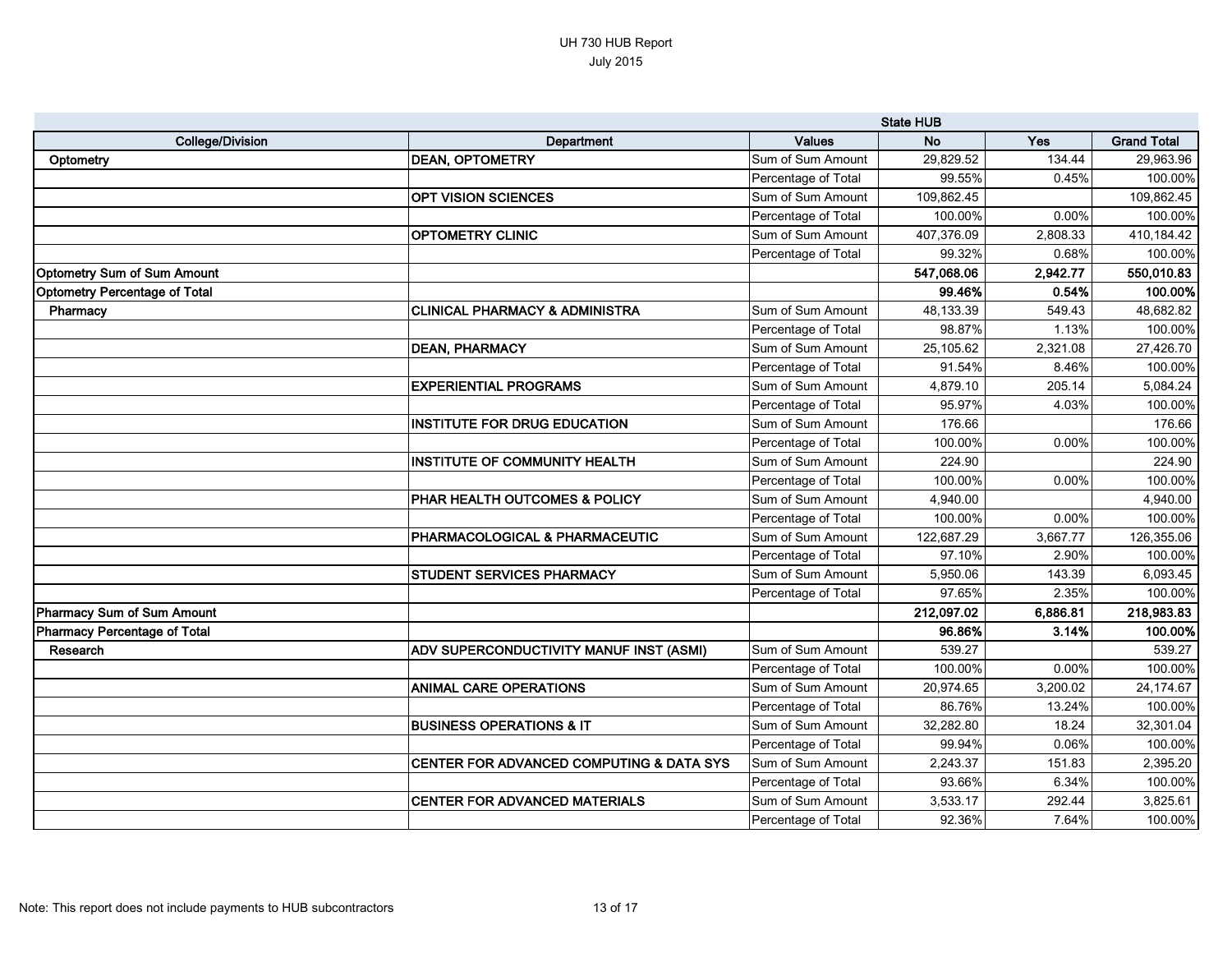# UH 730 HUB Report

July 2015

| | | | State HUB | | |
|---|---|---|---|---|---|
| **College/Division** | **Department** | **Values** | **No** | **Yes** | **Grand Total** |
| **Optometry** | **DEAN, OPTOMETRY** | Sum of Sum Amount | 29,829.52 | 134.44 | 29,963.96 |
| | | Percentage of Total | 99.55% | 0.45% | 100.00% |
| | **OPT VISION SCIENCES** | Sum of Sum Amount | 109,862.45 | | 109,862.45 |
| | | Percentage of Total | 100.00% | 0.00% | 100.00% |
| | **OPTOMETRY CLINIC** | Sum of Sum Amount | 407,376.09 | 2,808.33 | 410,184.42 |
| | | Percentage of Total | 99.32% | 0.68% | 100.00% |
| **Optometry Sum of Sum Amount** | | | **547,068.06** | **2,942.77** | **550,010.83** |
| **Optometry Percentage of Total** | | | **99.46%** | **0.54%** | **100.00%** |
| **Pharmacy** | **CLINICAL PHARMACY & ADMINISTRA** | Sum of Sum Amount | 48,133.39 | 549.43 | 48,682.82 |
| | | Percentage of Total | 98.87% | 1.13% | 100.00% |
| | **DEAN, PHARMACY** | Sum of Sum Amount | 25,105.62 | 2,321.08 | 27,426.70 |
| | | Percentage of Total | 91.54% | 8.46% | 100.00% |
| | **EXPERIENTIAL PROGRAMS** | Sum of Sum Amount | 4,879.10 | 205.14 | 5,084.24 |
| | | Percentage of Total | 95.97% | 4.03% | 100.00% |
| | **INSTITUTE FOR DRUG EDUCATION** | Sum of Sum Amount | 176.66 | | 176.66 |
| | | Percentage of Total | 100.00% | 0.00% | 100.00% |
| | **INSTITUTE OF COMMUNITY HEALTH** | Sum of Sum Amount | 224.90 | | 224.90 |
| | | Percentage of Total | 100.00% | 0.00% | 100.00% |
| | **PHAR HEALTH OUTCOMES & POLICY** | Sum of Sum Amount | 4,940.00 | | 4,940.00 |
| | | Percentage of Total | 100.00% | 0.00% | 100.00% |
| | **PHARMACOLOGICAL & PHARMACEUTIC** | Sum of Sum Amount | 122,687.29 | 3,667.77 | 126,355.06 |
| | | Percentage of Total | 97.10% | 2.90% | 100.00% |
| | **STUDENT SERVICES PHARMACY** | Sum of Sum Amount | 5,950.06 | 143.39 | 6,093.45 |
| | | Percentage of Total | 97.65% | 2.35% | 100.00% |
| **Pharmacy Sum of Sum Amount** | | | **212,097.02** | **6,886.81** | **218,983.83** |
| **Pharmacy Percentage of Total** | | | **96.86%** | **3.14%** | **100.00%** |
| **Research** | **ADV SUPERCONDUCTIVITY MANUF INST (ASMI)** | Sum of Sum Amount | 539.27 | | 539.27 |
| | | Percentage of Total | 100.00% | 0.00% | 100.00% |
| | **ANIMAL CARE OPERATIONS** | Sum of Sum Amount | 20,974.65 | 3,200.02 | 24,174.67 |
| | | Percentage of Total | 86.76% | 13.24% | 100.00% |
| | **BUSINESS OPERATIONS & IT** | Sum of Sum Amount | 32,282.80 | 18.24 | 32,301.04 |
| | | Percentage of Total | 99.94% | 0.06% | 100.00% |
| | **CENTER FOR ADVANCED COMPUTING & DATA SYS** | Sum of Sum Amount | 2,243.37 | 151.83 | 2,395.20 |
| | | Percentage of Total | 93.66% | 6.34% | 100.00% |
| | **CENTER FOR ADVANCED MATERIALS** | Sum of Sum Amount | 3,533.17 | 292.44 | 3,825.61 |
| | | Percentage of Total | 92.36% | 7.64% | 100.00% |

Note: This report does not include payments to HUB subcontractors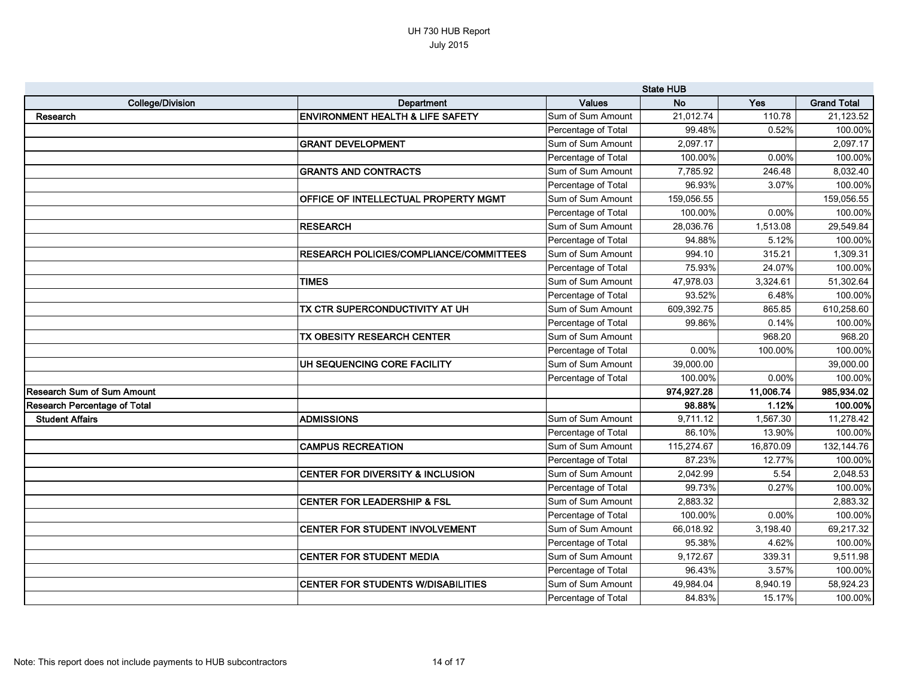# UH 730 HUB Report

July 2015

| College/Division | Department | Values | State HUB No | Yes | Grand Total |
|---|---|---|---|---|---|
| Research | ENVIRONMENT HEALTH & LIFE SAFETY | Sum of Sum Amount | 21,012.74 | 110.78 | 21,123.52 |
| | | Percentage of Total | 99.48% | 0.52% | 100.00% |
| | GRANT DEVELOPMENT | Sum of Sum Amount | 2,097.17 | | 2,097.17 |
| | | Percentage of Total | 100.00% | 0.00% | 100.00% |
| | GRANTS AND CONTRACTS | Sum of Sum Amount | 7,785.92 | 246.48 | 8,032.40 |
| | | Percentage of Total | 96.93% | 3.07% | 100.00% |
| | OFFICE OF INTELLECTUAL PROPERTY MGMT | Sum of Sum Amount | 159,056.55 | | 159,056.55 |
| | | Percentage of Total | 100.00% | 0.00% | 100.00% |
| | RESEARCH | Sum of Sum Amount | 28,036.76 | 1,513.08 | 29,549.84 |
| | | Percentage of Total | 94.88% | 5.12% | 100.00% |
| | RESEARCH POLICIES/COMPLIANCE/COMMITTEES | Sum of Sum Amount | 994.10 | 315.21 | 1,309.31 |
| | | Percentage of Total | 75.93% | 24.07% | 100.00% |
| | TIMES | Sum of Sum Amount | 47,978.03 | 3,324.61 | 51,302.64 |
| | | Percentage of Total | 93.52% | 6.48% | 100.00% |
| | TX CTR SUPERCONDUCTIVITY AT UH | Sum of Sum Amount | 609,392.75 | 865.85 | 610,258.60 |
| | | Percentage of Total | 99.86% | 0.14% | 100.00% |
| | TX OBESITY RESEARCH CENTER | Sum of Sum Amount | | 968.20 | 968.20 |
| | | Percentage of Total | 0.00% | 100.00% | 100.00% |
| | UH SEQUENCING CORE FACILITY | Sum of Sum Amount | 39,000.00 | | 39,000.00 |
| | | Percentage of Total | 100.00% | 0.00% | 100.00% |
| **Research Sum of Sum Amount** | | | **974,927.28** | **11,006.74** | **985,934.02** |
| **Research Percentage of Total** | | | **98.88%** | **1.12%** | **100.00%** |
| Student Affairs | ADMISSIONS | Sum of Sum Amount | 9,711.12 | 1,567.30 | 11,278.42 |
| | | Percentage of Total | 86.10% | 13.90% | 100.00% |
| | CAMPUS RECREATION | Sum of Sum Amount | 115,274.67 | 16,870.09 | 132,144.76 |
| | | Percentage of Total | 87.23% | 12.77% | 100.00% |
| | CENTER FOR DIVERSITY & INCLUSION | Sum of Sum Amount | 2,042.99 | 5.54 | 2,048.53 |
| | | Percentage of Total | 99.73% | 0.27% | 100.00% |
| | CENTER FOR LEADERSHIP & FSL | Sum of Sum Amount | 2,883.32 | | 2,883.32 |
| | | Percentage of Total | 100.00% | 0.00% | 100.00% |
| | CENTER FOR STUDENT INVOLVEMENT | Sum of Sum Amount | 66,018.92 | 3,198.40 | 69,217.32 |
| | | Percentage of Total | 95.38% | 4.62% | 100.00% |
| | CENTER FOR STUDENT MEDIA | Sum of Sum Amount | 9,172.67 | 339.31 | 9,511.98 |
| | | Percentage of Total | 96.43% | 3.57% | 100.00% |
| | CENTER FOR STUDENTS W/DISABILITIES | Sum of Sum Amount | 49,984.04 | 8,940.19 | 58,924.23 |
| | | Percentage of Total | 84.83% | 15.17% | 100.00% |

Note: This report does not include payments to HUB subcontractors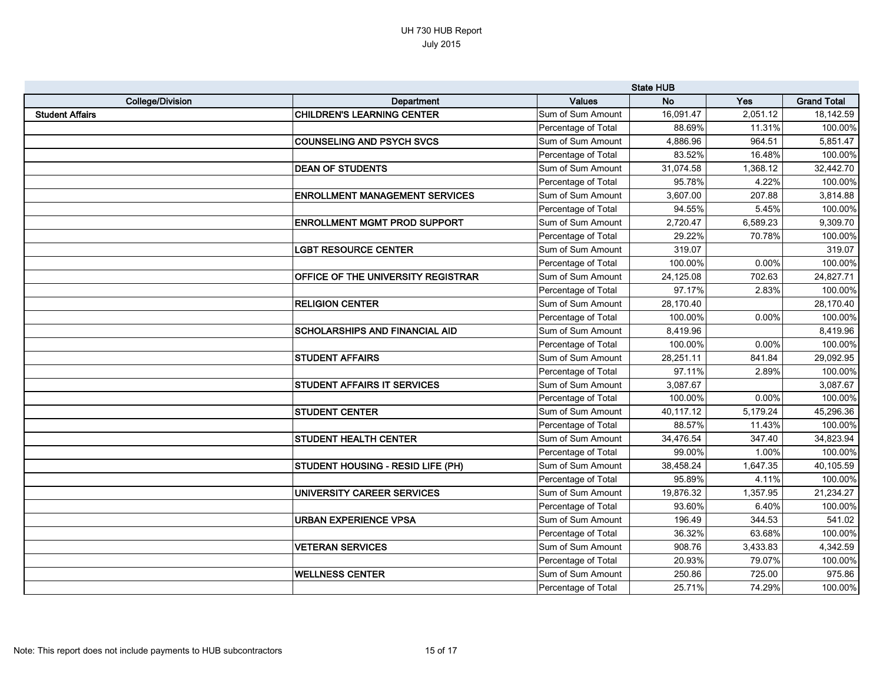UH 730 HUB Report
July 2015

| | | | State HUB | | |
|---|---|---|---|---|---|
| **College/Division** | **Department** | **Values** | **No** | **Yes** | **Grand Total** |
| **Student Affairs** | **CHILDREN'S LEARNING CENTER** | Sum of Sum Amount | 16,091.47 | 2,051.12 | 18,142.59 |
| | | Percentage of Total | 88.69% | 11.31% | 100.00% |
| | **COUNSELING AND PSYCH SVCS** | Sum of Sum Amount | 4,886.96 | 964.51 | 5,851.47 |
| | | Percentage of Total | 83.52% | 16.48% | 100.00% |
| | **DEAN OF STUDENTS** | Sum of Sum Amount | 31,074.58 | 1,368.12 | 32,442.70 |
| | | Percentage of Total | 95.78% | 4.22% | 100.00% |
| | **ENROLLMENT MANAGEMENT SERVICES** | Sum of Sum Amount | 3,607.00 | 207.88 | 3,814.88 |
| | | Percentage of Total | 94.55% | 5.45% | 100.00% |
| | **ENROLLMENT MGMT PROD SUPPORT** | Sum of Sum Amount | 2,720.47 | 6,589.23 | 9,309.70 |
| | | Percentage of Total | 29.22% | 70.78% | 100.00% |
| | **LGBT RESOURCE CENTER** | Sum of Sum Amount | 319.07 | | 319.07 |
| | | Percentage of Total | 100.00% | 0.00% | 100.00% |
| | **OFFICE OF THE UNIVERSITY REGISTRAR** | Sum of Sum Amount | 24,125.08 | 702.63 | 24,827.71 |
| | | Percentage of Total | 97.17% | 2.83% | 100.00% |
| | **RELIGION CENTER** | Sum of Sum Amount | 28,170.40 | | 28,170.40 |
| | | Percentage of Total | 100.00% | 0.00% | 100.00% |
| | **SCHOLARSHIPS AND FINANCIAL AID** | Sum of Sum Amount | 8,419.96 | | 8,419.96 |
| | | Percentage of Total | 100.00% | 0.00% | 100.00% |
| | **STUDENT AFFAIRS** | Sum of Sum Amount | 28,251.11 | 841.84 | 29,092.95 |
| | | Percentage of Total | 97.11% | 2.89% | 100.00% |
| | **STUDENT AFFAIRS IT SERVICES** | Sum of Sum Amount | 3,087.67 | | 3,087.67 |
| | | Percentage of Total | 100.00% | 0.00% | 100.00% |
| | **STUDENT CENTER** | Sum of Sum Amount | 40,117.12 | 5,179.24 | 45,296.36 |
| | | Percentage of Total | 88.57% | 11.43% | 100.00% |
| | **STUDENT HEALTH CENTER** | Sum of Sum Amount | 34,476.54 | 347.40 | 34,823.94 |
| | | Percentage of Total | 99.00% | 1.00% | 100.00% |
| | **STUDENT HOUSING - RESID LIFE (PH)** | Sum of Sum Amount | 38,458.24 | 1,647.35 | 40,105.59 |
| | | Percentage of Total | 95.89% | 4.11% | 100.00% |
| | **UNIVERSITY CAREER SERVICES** | Sum of Sum Amount | 19,876.32 | 1,357.95 | 21,234.27 |
| | | Percentage of Total | 93.60% | 6.40% | 100.00% |
| | **URBAN EXPERIENCE VPSA** | Sum of Sum Amount | 196.49 | 344.53 | 541.02 |
| | | Percentage of Total | 36.32% | 63.68% | 100.00% |
| | **VETERAN SERVICES** | Sum of Sum Amount | 908.76 | 3,433.83 | 4,342.59 |
| | | Percentage of Total | 20.93% | 79.07% | 100.00% |
| | **WELLNESS CENTER** | Sum of Sum Amount | 250.86 | 725.00 | 975.86 |
| | | Percentage of Total | 25.71% | 74.29% | 100.00% |

Note: This report does not include payments to HUB subcontractors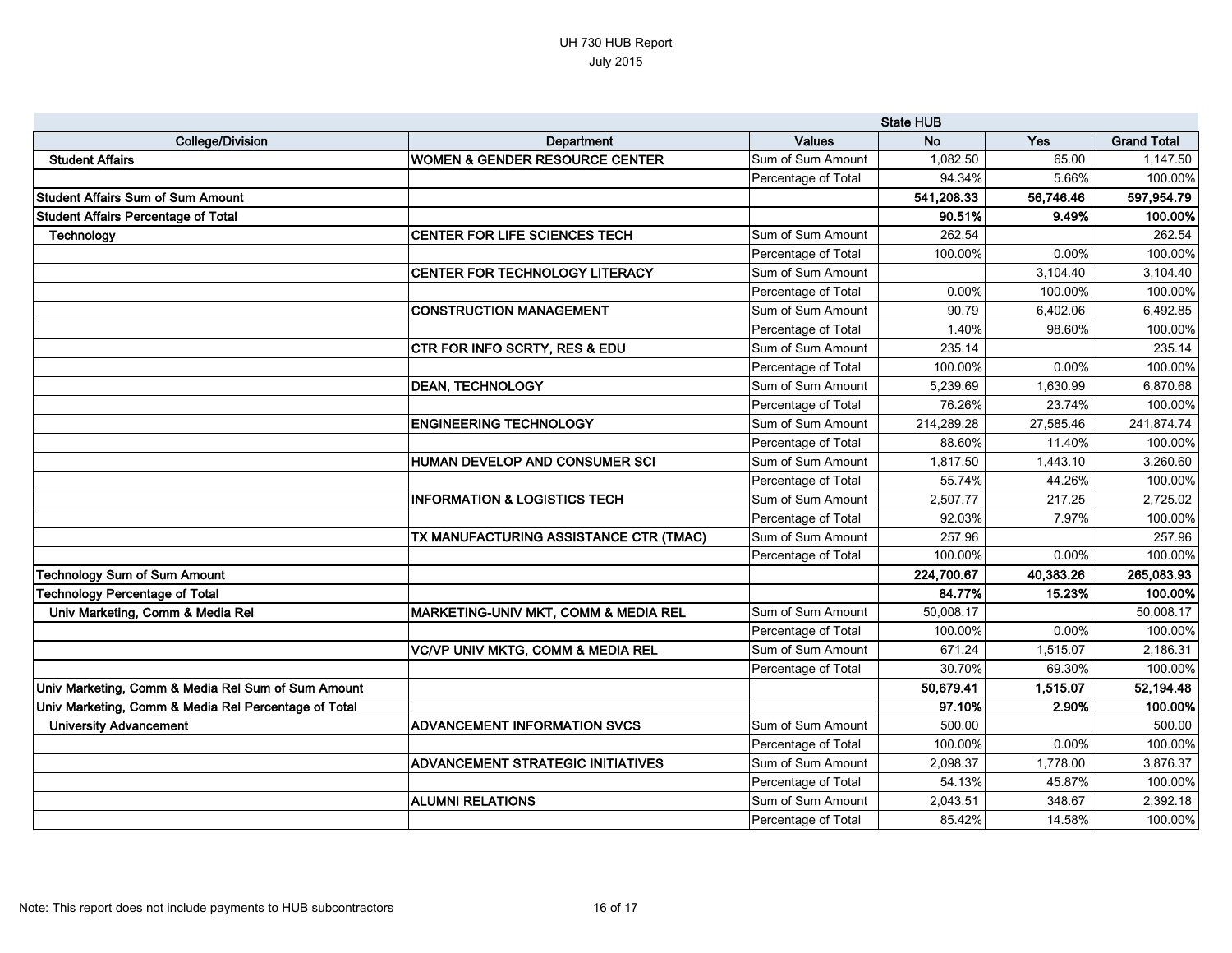UH 730 HUB Report
July 2015

| | | | State HUB | | |
|---|---|---|---|---|---|
| **College/Division** | **Department** | **Values** | **No** | **Yes** | **Grand Total** |
| **Student Affairs** | **WOMEN & GENDER RESOURCE CENTER** | Sum of Sum Amount | 1,082.50 | 65.00 | 1,147.50 |
| | | Percentage of Total | 94.34% | 5.66% | 100.00% |
| **Student Affairs Sum of Sum Amount** | | | **541,208.33** | **56,746.46** | **597,954.79** |
| **Student Affairs Percentage of Total** | | | **90.51%** | **9.49%** | **100.00%** |
| **Technology** | **CENTER FOR LIFE SCIENCES TECH** | Sum of Sum Amount | 262.54 | | 262.54 |
| | | Percentage of Total | 100.00% | 0.00% | 100.00% |
| | **CENTER FOR TECHNOLOGY LITERACY** | Sum of Sum Amount | | 3,104.40 | 3,104.40 |
| | | Percentage of Total | 0.00% | 100.00% | 100.00% |
| | **CONSTRUCTION MANAGEMENT** | Sum of Sum Amount | 90.79 | 6,402.06 | 6,492.85 |
| | | Percentage of Total | 1.40% | 98.60% | 100.00% |
| | **CTR FOR INFO SCRTY, RES & EDU** | Sum of Sum Amount | 235.14 | | 235.14 |
| | | Percentage of Total | 100.00% | 0.00% | 100.00% |
| | **DEAN, TECHNOLOGY** | Sum of Sum Amount | 5,239.69 | 1,630.99 | 6,870.68 |
| | | Percentage of Total | 76.26% | 23.74% | 100.00% |
| | **ENGINEERING TECHNOLOGY** | Sum of Sum Amount | 214,289.28 | 27,585.46 | 241,874.74 |
| | | Percentage of Total | 88.60% | 11.40% | 100.00% |
| | **HUMAN DEVELOP AND CONSUMER SCI** | Sum of Sum Amount | 1,817.50 | 1,443.10 | 3,260.60 |
| | | Percentage of Total | 55.74% | 44.26% | 100.00% |
| | **INFORMATION & LOGISTICS TECH** | Sum of Sum Amount | 2,507.77 | 217.25 | 2,725.02 |
| | | Percentage of Total | 92.03% | 7.97% | 100.00% |
| | **TX MANUFACTURING ASSISTANCE CTR (TMAC)** | Sum of Sum Amount | 257.96 | | 257.96 |
| | | Percentage of Total | 100.00% | 0.00% | 100.00% |
| **Technology Sum of Sum Amount** | | | **224,700.67** | **40,383.26** | **265,083.93** |
| **Technology Percentage of Total** | | | **84.77%** | **15.23%** | **100.00%** |
| **Univ Marketing, Comm & Media Rel** | **MARKETING-UNIV MKT, COMM & MEDIA REL** | Sum of Sum Amount | 50,008.17 | | 50,008.17 |
| | | Percentage of Total | 100.00% | 0.00% | 100.00% |
| | **VC/VP UNIV MKTG, COMM & MEDIA REL** | Sum of Sum Amount | 671.24 | 1,515.07 | 2,186.31 |
| | | Percentage of Total | 30.70% | 69.30% | 100.00% |
| **Univ Marketing, Comm & Media Rel Sum of Sum Amount** | | | **50,679.41** | **1,515.07** | **52,194.48** |
| **Univ Marketing, Comm & Media Rel Percentage of Total** | | | **97.10%** | **2.90%** | **100.00%** |
| **University Advancement** | **ADVANCEMENT INFORMATION SVCS** | Sum of Sum Amount | 500.00 | | 500.00 |
| | | Percentage of Total | 100.00% | 0.00% | 100.00% |
| | **ADVANCEMENT STRATEGIC INITIATIVES** | Sum of Sum Amount | 2,098.37 | 1,778.00 | 3,876.37 |
| | | Percentage of Total | 54.13% | 45.87% | 100.00% |
| | **ALUMNI RELATIONS** | Sum of Sum Amount | 2,043.51 | 348.67 | 2,392.18 |
| | | Percentage of Total | 85.42% | 14.58% | 100.00% |

Note: This report does not include payments to HUB subcontractors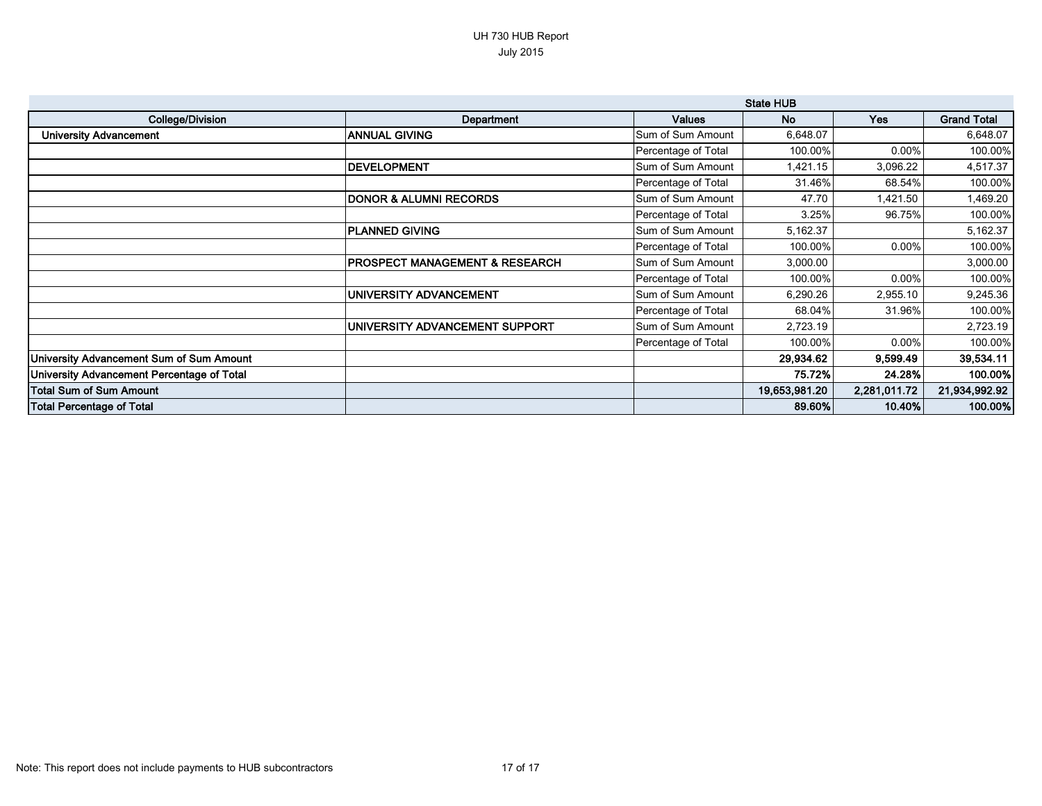UH 730 HUB Report
July 2015

| | | | State HUB | | |
|---|---|---|---|---|---|
| **College/Division** | **Department** | **Values** | **No** | **Yes** | **Grand Total** |
| **University Advancement** | **ANNUAL GIVING** | Sum of Sum Amount | 6,648.07 | | 6,648.07 |
| | | Percentage of Total | 100.00% | 0.00% | 100.00% |
| | **DEVELOPMENT** | Sum of Sum Amount | 1,421.15 | 3,096.22 | 4,517.37 |
| | | Percentage of Total | 31.46% | 68.54% | 100.00% |
| | **DONOR & ALUMNI RECORDS** | Sum of Sum Amount | 47.70 | 1,421.50 | 1,469.20 |
| | | Percentage of Total | 3.25% | 96.75% | 100.00% |
| | **PLANNED GIVING** | Sum of Sum Amount | 5,162.37 | | 5,162.37 |
| | | Percentage of Total | 100.00% | 0.00% | 100.00% |
| | **PROSPECT MANAGEMENT & RESEARCH** | Sum of Sum Amount | 3,000.00 | | 3,000.00 |
| | | Percentage of Total | 100.00% | 0.00% | 100.00% |
| | **UNIVERSITY ADVANCEMENT** | Sum of Sum Amount | 6,290.26 | 2,955.10 | 9,245.36 |
| | | Percentage of Total | 68.04% | 31.96% | 100.00% |
| | **UNIVERSITY ADVANCEMENT SUPPORT** | Sum of Sum Amount | 2,723.19 | | 2,723.19 |
| | | Percentage of Total | 100.00% | 0.00% | 100.00% |
| **University Advancement Sum of Sum Amount** | | | **29,934.62** | **9,599.49** | **39,534.11** |
| **University Advancement Percentage of Total** | | | **75.72%** | **24.28%** | **100.00%** |
| **Total Sum of Sum Amount** | | | **19,653,981.20** | **2,281,011.72** | **21,934,992.92** |
| **Total Percentage of Total** | | | **89.60%** | **10.40%** | **100.00%** |

Note: This report does not include payments to HUB subcontractors